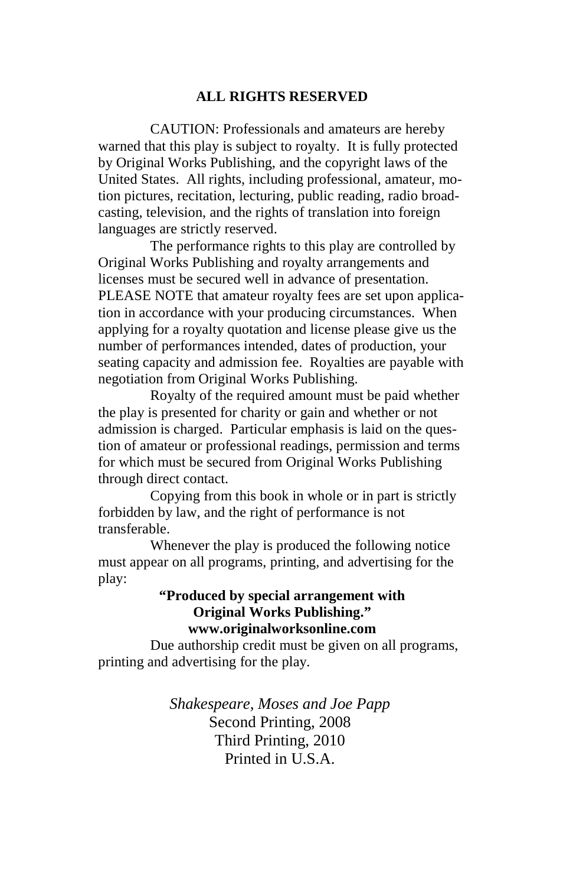**ALL RIGHTS RESERVED**

CAUTION: Professionals and amateurs are hereby warned that this play is subject to royalty. It is fully protected by Original Works Publishing, and the copyright laws of the United States. All rights, including professional, amateur, motion pictures, recitation, lecturing, public reading, radio broadcasting, television, and the rights of translation into foreign languages are strictly reserved.

The performance rights to this play are controlled by Original Works Publishing and royalty arrangements and licenses must be secured well in advance of presentation. PLEASE NOTE that amateur royalty fees are set upon application in accordance with your producing circumstances. When applying for a royalty quotation and license please give us the number of performances intended, dates of production, your seating capacity and admission fee. Royalties are payable with negotiation from Original Works Publishing.

Royalty of the required amount must be paid whether the play is presented for charity or gain and whether or not admission is charged. Particular emphasis is laid on the question of amateur or professional readings, permission and terms for which must be secured from Original Works Publishing through direct contact.

Copying from this book in whole or in part is strictly forbidden by law, and the right of performance is not transferable.

Whenever the play is produced the following notice must appear on all programs, printing, and advertising for the play:

**"Produced by special arrangement with Original Works Publishing."**
**www.originalworksonline.com**

Due authorship credit must be given on all programs, printing and advertising for the play.

*Shakespeare, Moses and Joe Papp*
Second Printing, 2008
Third Printing, 2010
Printed in U.S.A.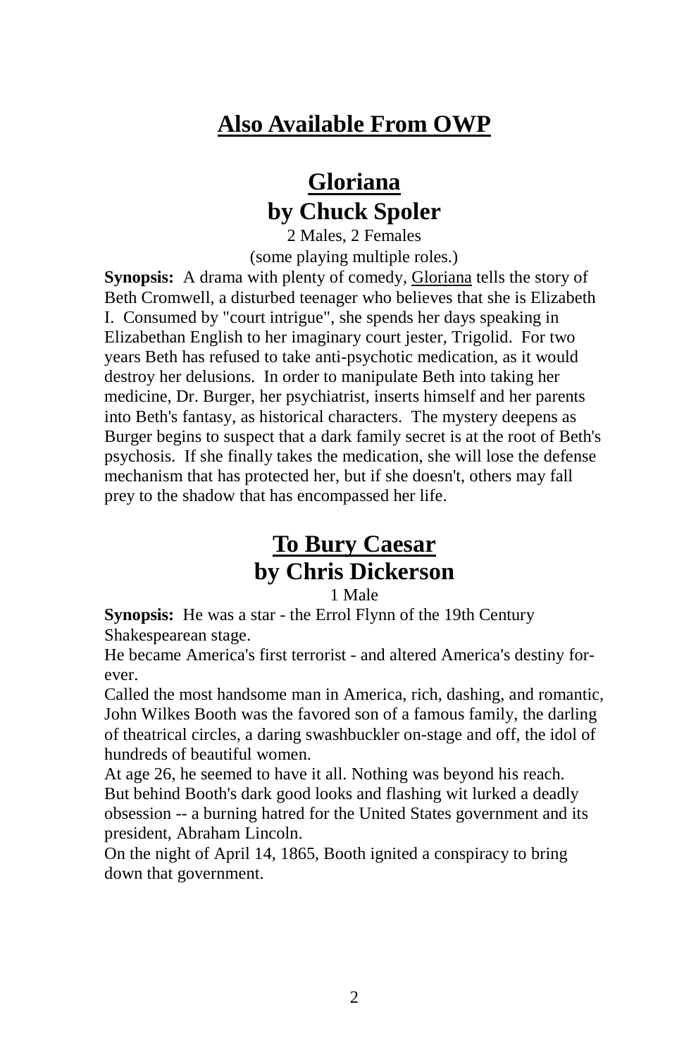# Also Available From OWP

## Gloriana
## by Chuck Spoler

2 Males, 2 Females
(some playing multiple roles.)

**Synopsis:** A drama with plenty of comedy, Gloriana tells the story of Beth Cromwell, a disturbed teenager who believes that she is Elizabeth I. Consumed by "court intrigue", she spends her days speaking in Elizabethan English to her imaginary court jester, Trigolid. For two years Beth has refused to take anti-psychotic medication, as it would destroy her delusions. In order to manipulate Beth into taking her medicine, Dr. Burger, her psychiatrist, inserts himself and her parents into Beth's fantasy, as historical characters. The mystery deepens as Burger begins to suspect that a dark family secret is at the root of Beth's psychosis. If she finally takes the medication, she will lose the defense mechanism that has protected her, but if she doesn't, others may fall prey to the shadow that has encompassed her life.

## To Bury Caesar
## by Chris Dickerson

1 Male

**Synopsis:** He was a star - the Errol Flynn of the 19th Century Shakespearean stage.

He became America's first terrorist - and altered America's destiny forever.

Called the most handsome man in America, rich, dashing, and romantic, John Wilkes Booth was the favored son of a famous family, the darling of theatrical circles, a daring swashbuckler on-stage and off, the idol of hundreds of beautiful women.

At age 26, he seemed to have it all. Nothing was beyond his reach. But behind Booth's dark good looks and flashing wit lurked a deadly obsession -- a burning hatred for the United States government and its president, Abraham Lincoln.

On the night of April 14, 1865, Booth ignited a conspiracy to bring down that government.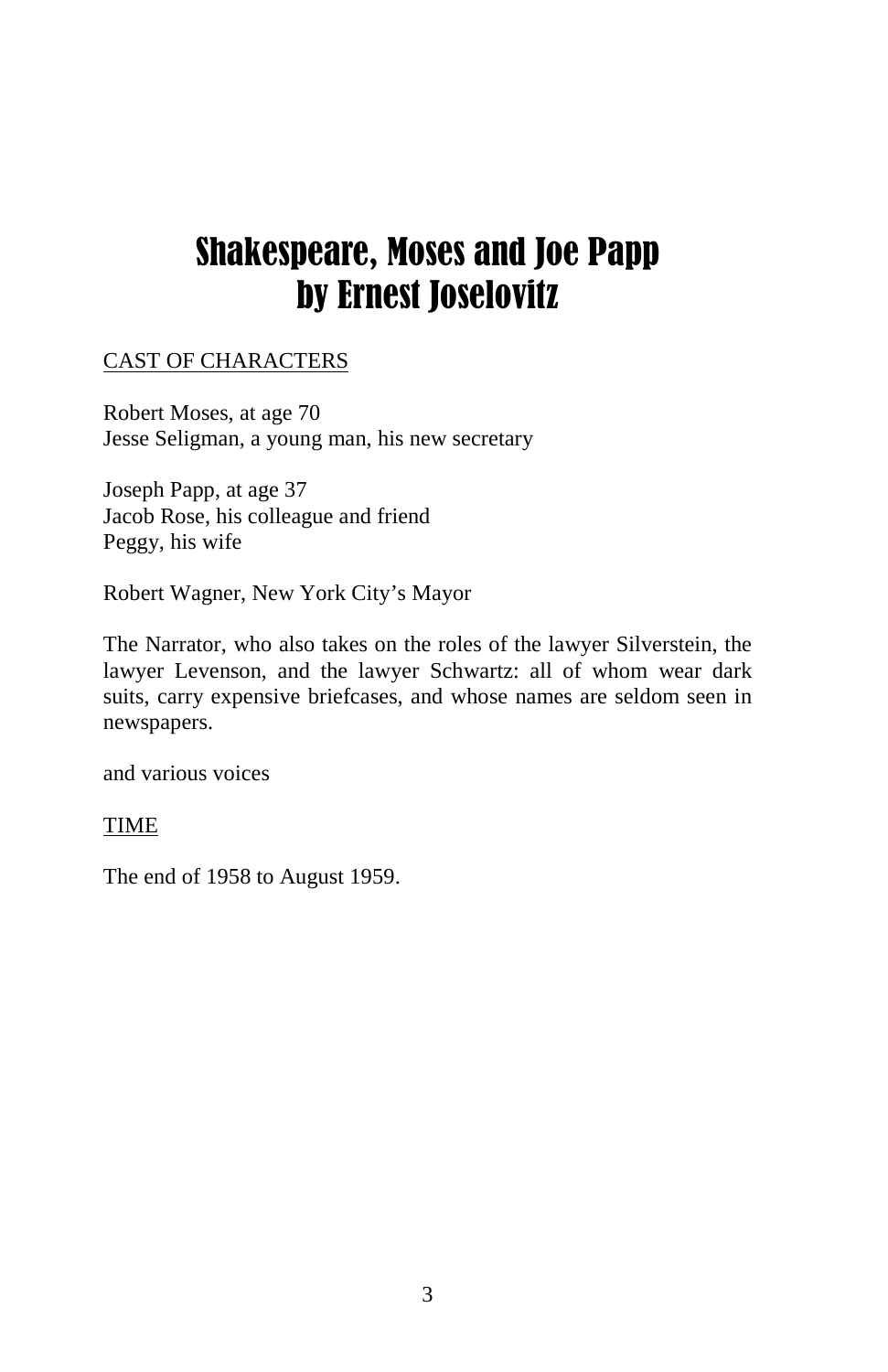# Shakespeare, Moses and Joe Papp
# by Ernest Joselovitz

<u>CAST OF CHARACTERS</u>

Robert Moses, at age 70
Jesse Seligman, a young man, his new secretary

Joseph Papp, at age 37
Jacob Rose, his colleague and friend
Peggy, his wife

Robert Wagner, New York City's Mayor

The Narrator, who also takes on the roles of the lawyer Silverstein, the lawyer Levenson, and the lawyer Schwartz: all of whom wear dark suits, carry expensive briefcases, and whose names are seldom seen in newspapers.

and various voices

<u>TIME</u>

The end of 1958 to August 1959.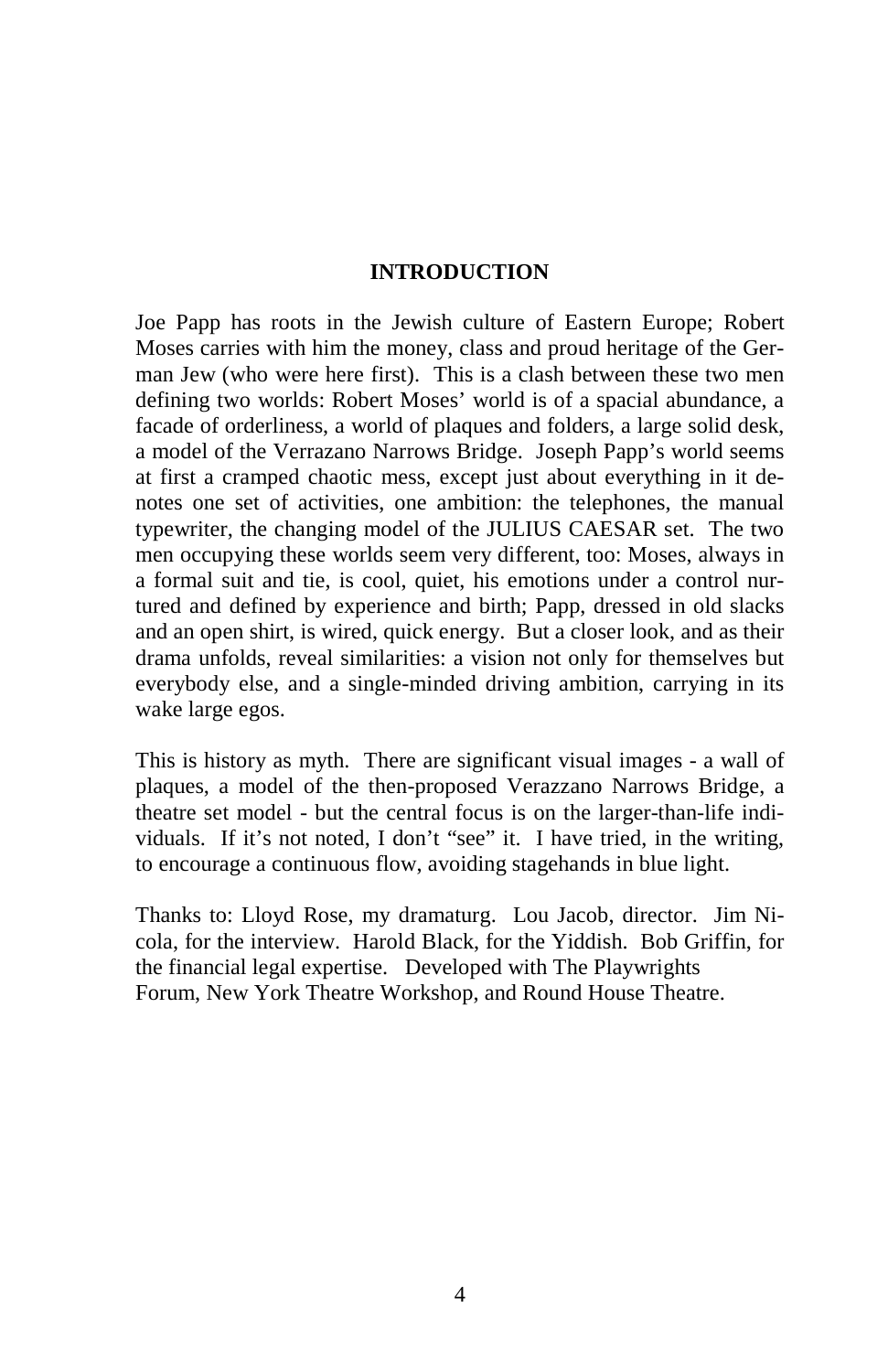## INTRODUCTION

Joe Papp has roots in the Jewish culture of Eastern Europe; Robert Moses carries with him the money, class and proud heritage of the German Jew (who were here first). This is a clash between these two men defining two worlds: Robert Moses' world is of a spacial abundance, a facade of orderliness, a world of plaques and folders, a large solid desk, a model of the Verrazano Narrows Bridge. Joseph Papp's world seems at first a cramped chaotic mess, except just about everything in it denotes one set of activities, one ambition: the telephones, the manual typewriter, the changing model of the JULIUS CAESAR set. The two men occupying these worlds seem very different, too: Moses, always in a formal suit and tie, is cool, quiet, his emotions under a control nurtured and defined by experience and birth; Papp, dressed in old slacks and an open shirt, is wired, quick energy. But a closer look, and as their drama unfolds, reveal similarities: a vision not only for themselves but everybody else, and a single-minded driving ambition, carrying in its wake large egos.

This is history as myth. There are significant visual images - a wall of plaques, a model of the then-proposed Verazzano Narrows Bridge, a theatre set model - but the central focus is on the larger-than-life individuals. If it's not noted, I don't "see" it. I have tried, in the writing, to encourage a continuous flow, avoiding stagehands in blue light.

Thanks to: Lloyd Rose, my dramaturg. Lou Jacob, director. Jim Nicola, for the interview. Harold Black, for the Yiddish. Bob Griffin, for the financial legal expertise. Developed with The Playwrights Forum, New York Theatre Workshop, and Round House Theatre.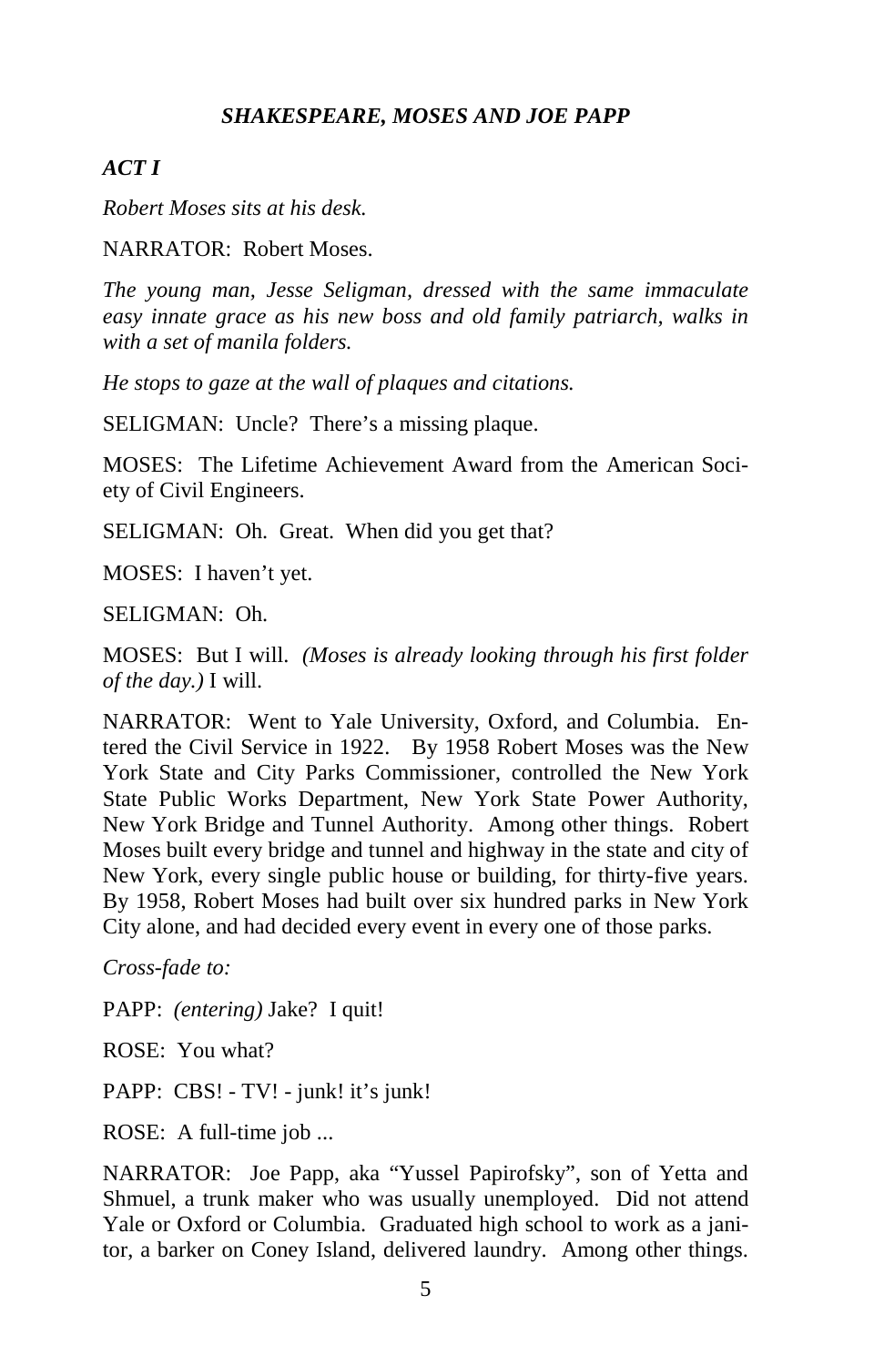### *SHAKESPEARE, MOSES AND JOE PAPP*

***ACT I***

*Robert Moses sits at his desk.*

NARRATOR: Robert Moses.

*The young man, Jesse Seligman, dressed with the same immaculate easy innate grace as his new boss and old family patriarch, walks in with a set of manila folders.*

*He stops to gaze at the wall of plaques and citations.*

SELIGMAN: Uncle? There's a missing plaque.

MOSES: The Lifetime Achievement Award from the American Society of Civil Engineers.

SELIGMAN: Oh. Great. When did you get that?

MOSES: I haven't yet.

SELIGMAN: Oh.

MOSES: But I will. *(Moses is already looking through his first folder of the day.)* I will.

NARRATOR: Went to Yale University, Oxford, and Columbia. Entered the Civil Service in 1922. By 1958 Robert Moses was the New York State and City Parks Commissioner, controlled the New York State Public Works Department, New York State Power Authority, New York Bridge and Tunnel Authority. Among other things. Robert Moses built every bridge and tunnel and highway in the state and city of New York, every single public house or building, for thirty-five years. By 1958, Robert Moses had built over six hundred parks in New York City alone, and had decided every event in every one of those parks.

*Cross-fade to:*

PAPP: *(entering)* Jake? I quit!

ROSE: You what?

PAPP: CBS! - TV! - junk! it's junk!

ROSE: A full-time job ...

NARRATOR: Joe Papp, aka "Yussel Papirofsky", son of Yetta and Shmuel, a trunk maker who was usually unemployed. Did not attend Yale or Oxford or Columbia. Graduated high school to work as a janitor, a barker on Coney Island, delivered laundry. Among other things.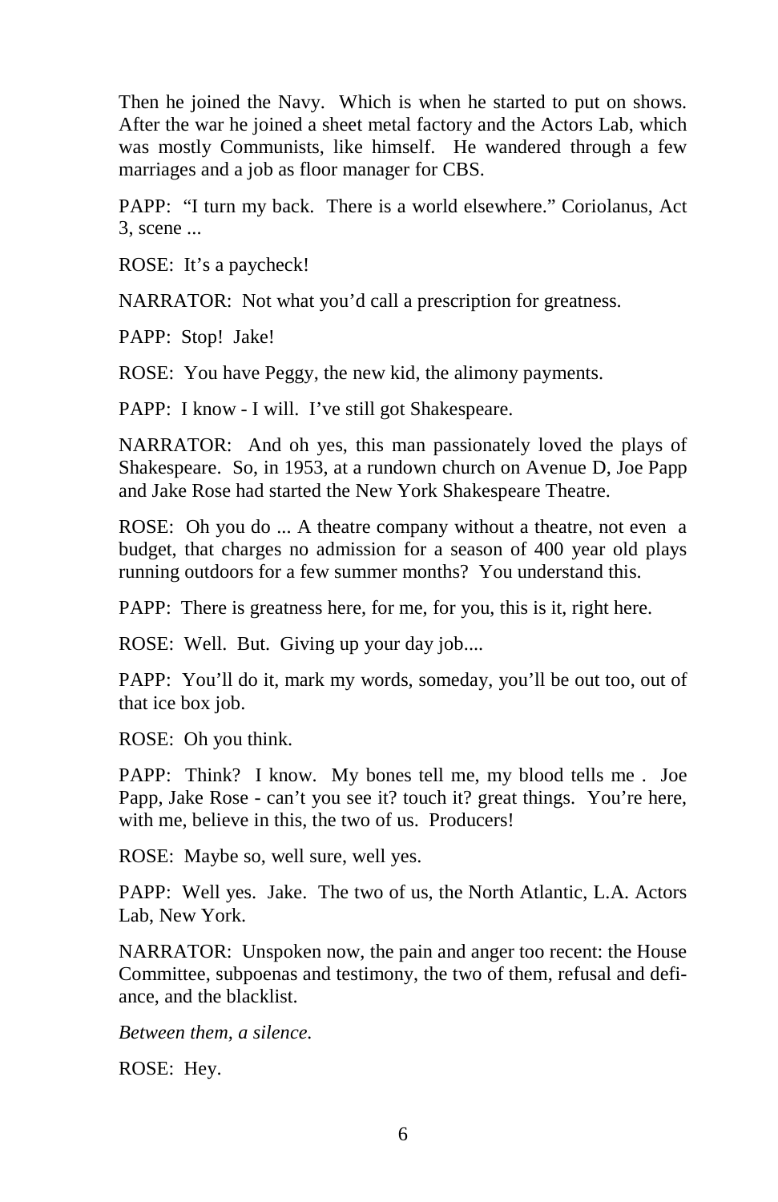Then he joined the Navy. Which is when he started to put on shows. After the war he joined a sheet metal factory and the Actors Lab, which was mostly Communists, like himself. He wandered through a few marriages and a job as floor manager for CBS.

PAPP: "I turn my back. There is a world elsewhere." Coriolanus, Act 3, scene ...

ROSE: It's a paycheck!

NARRATOR: Not what you'd call a prescription for greatness.

PAPP: Stop! Jake!

ROSE: You have Peggy, the new kid, the alimony payments.

PAPP: I know - I will. I've still got Shakespeare.

NARRATOR: And oh yes, this man passionately loved the plays of Shakespeare. So, in 1953, at a rundown church on Avenue D, Joe Papp and Jake Rose had started the New York Shakespeare Theatre.

ROSE: Oh you do ... A theatre company without a theatre, not even a budget, that charges no admission for a season of 400 year old plays running outdoors for a few summer months? You understand this.

PAPP: There is greatness here, for me, for you, this is it, right here.

ROSE: Well. But. Giving up your day job....

PAPP: You'll do it, mark my words, someday, you'll be out too, out of that ice box job.

ROSE: Oh you think.

PAPP: Think? I know. My bones tell me, my blood tells me . Joe Papp, Jake Rose - can't you see it? touch it? great things. You're here, with me, believe in this, the two of us. Producers!

ROSE: Maybe so, well sure, well yes.

PAPP: Well yes. Jake. The two of us, the North Atlantic, L.A. Actors Lab, New York.

NARRATOR: Unspoken now, the pain and anger too recent: the House Committee, subpoenas and testimony, the two of them, refusal and defiance, and the blacklist.

*Between them, a silence.*

ROSE: Hey.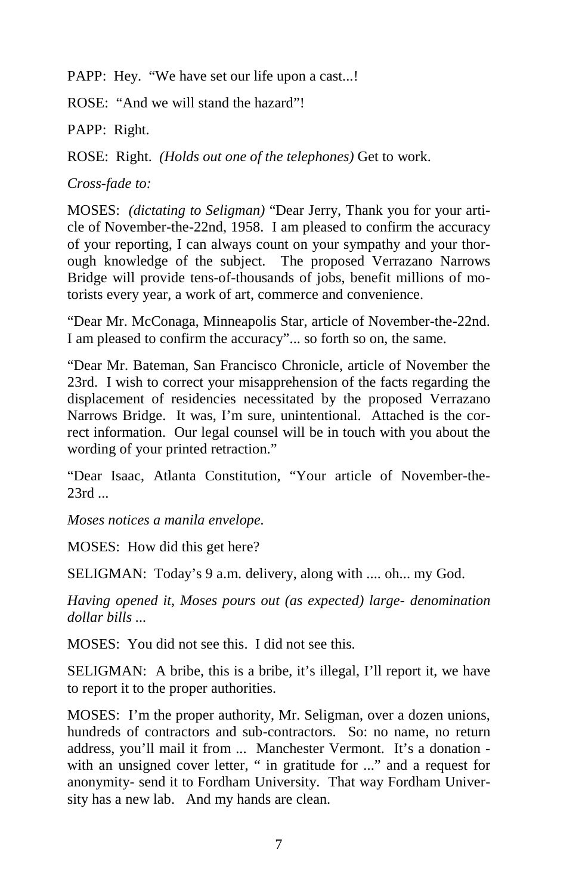PAPP: Hey. "We have set our life upon a cast...!

ROSE: "And we will stand the hazard"!

PAPP: Right.

ROSE: Right. *(Holds out one of the telephones)* Get to work.

*Cross-fade to:*

MOSES: *(dictating to Seligman)* "Dear Jerry, Thank you for your article of November-the-22nd, 1958. I am pleased to confirm the accuracy of your reporting, I can always count on your sympathy and your thorough knowledge of the subject. The proposed Verrazano Narrows Bridge will provide tens-of-thousands of jobs, benefit millions of motorists every year, a work of art, commerce and convenience.

"Dear Mr. McConaga, Minneapolis Star, article of November-the-22nd. I am pleased to confirm the accuracy"... so forth so on, the same.

"Dear Mr. Bateman, San Francisco Chronicle, article of November the 23rd. I wish to correct your misapprehension of the facts regarding the displacement of residencies necessitated by the proposed Verrazano Narrows Bridge. It was, I'm sure, unintentional. Attached is the correct information. Our legal counsel will be in touch with you about the wording of your printed retraction."

"Dear Isaac, Atlanta Constitution, "Your article of November-the-23rd ...

*Moses notices a manila envelope.*

MOSES: How did this get here?

SELIGMAN: Today's 9 a.m. delivery, along with .... oh... my God.

*Having opened it, Moses pours out (as expected) large- denomination dollar bills ...*

MOSES: You did not see this. I did not see this.

SELIGMAN: A bribe, this is a bribe, it's illegal, I'll report it, we have to report it to the proper authorities.

MOSES: I'm the proper authority, Mr. Seligman, over a dozen unions, hundreds of contractors and sub-contractors. So: no name, no return address, you'll mail it from ... Manchester Vermont. It's a donation - with an unsigned cover letter, " in gratitude for ..." and a request for anonymity- send it to Fordham University. That way Fordham University has a new lab. And my hands are clean.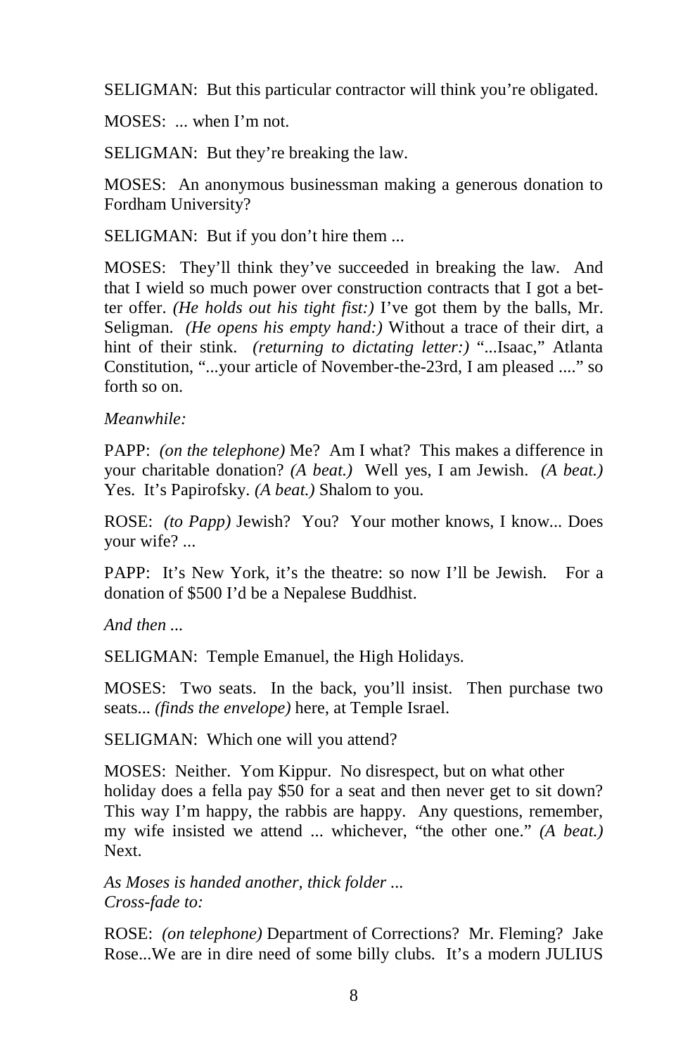SELIGMAN: But this particular contractor will think you're obligated.

MOSES: ... when I'm not.

SELIGMAN: But they're breaking the law.

MOSES: An anonymous businessman making a generous donation to Fordham University?

SELIGMAN: But if you don't hire them ...

MOSES: They'll think they've succeeded in breaking the law. And that I wield so much power over construction contracts that I got a better offer. *(He holds out his tight fist:)* I've got them by the balls, Mr. Seligman. *(He opens his empty hand:)* Without a trace of their dirt, a hint of their stink. *(returning to dictating letter:)* "...Isaac," Atlanta Constitution, "...your article of November-the-23rd, I am pleased ...." so forth so on.

*Meanwhile:*

PAPP: *(on the telephone)* Me? Am I what? This makes a difference in your charitable donation? *(A beat.)* Well yes, I am Jewish. *(A beat.)* Yes. It's Papirofsky. *(A beat.)* Shalom to you.

ROSE: *(to Papp)* Jewish? You? Your mother knows, I know... Does your wife? ...

PAPP: It's New York, it's the theatre: so now I'll be Jewish. For a donation of $500 I'd be a Nepalese Buddhist.

*And then ...*

SELIGMAN: Temple Emanuel, the High Holidays.

MOSES: Two seats. In the back, you'll insist. Then purchase two seats... *(finds the envelope)* here, at Temple Israel.

SELIGMAN: Which one will you attend?

MOSES: Neither. Yom Kippur. No disrespect, but on what other holiday does a fella pay $50 for a seat and then never get to sit down? This way I'm happy, the rabbis are happy. Any questions, remember, my wife insisted we attend ... whichever, "the other one." *(A beat.)* Next.

*As Moses is handed another, thick folder ...*
*Cross-fade to:*

ROSE: *(on telephone)* Department of Corrections? Mr. Fleming? Jake Rose...We are in dire need of some billy clubs. It's a modern JULIUS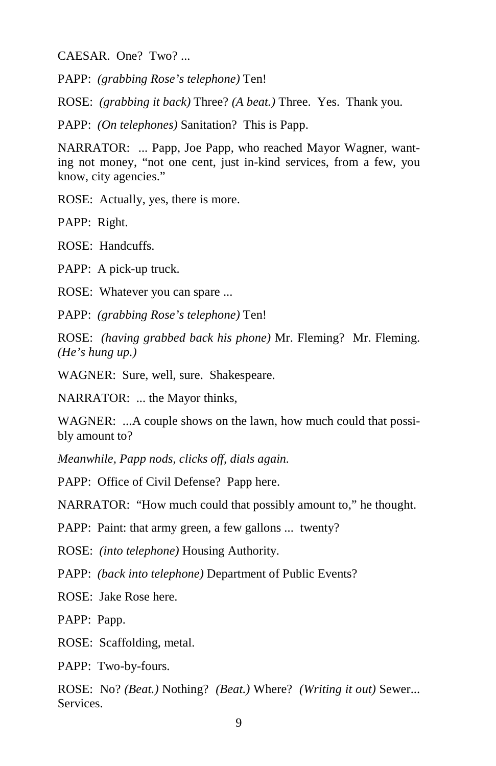CAESAR. One? Two? ...

PAPP: *(grabbing Rose's telephone)* Ten!

ROSE: *(grabbing it back)* Three? *(A beat.)* Three. Yes. Thank you.

PAPP: *(On telephones)* Sanitation? This is Papp.

NARRATOR: ... Papp, Joe Papp, who reached Mayor Wagner, wanting not money, "not one cent, just in-kind services, from a few, you know, city agencies."

ROSE: Actually, yes, there is more.

PAPP: Right.

ROSE: Handcuffs.

PAPP: A pick-up truck.

ROSE: Whatever you can spare ...

PAPP: *(grabbing Rose's telephone)* Ten!

ROSE: *(having grabbed back his phone)* Mr. Fleming? Mr. Fleming. *(He's hung up.)*

WAGNER: Sure, well, sure. Shakespeare.

NARRATOR: ... the Mayor thinks,

WAGNER: ...A couple shows on the lawn, how much could that possibly amount to?

*Meanwhile, Papp nods, clicks off, dials again.*

PAPP: Office of Civil Defense? Papp here.

NARRATOR: "How much could that possibly amount to," he thought.

PAPP: Paint: that army green, a few gallons ... twenty?

ROSE: *(into telephone)* Housing Authority.

PAPP: *(back into telephone)* Department of Public Events?

ROSE: Jake Rose here.

PAPP: Papp.

ROSE: Scaffolding, metal.

PAPP: Two-by-fours.

ROSE: No? *(Beat.)* Nothing? *(Beat.)* Where? *(Writing it out)* Sewer... Services.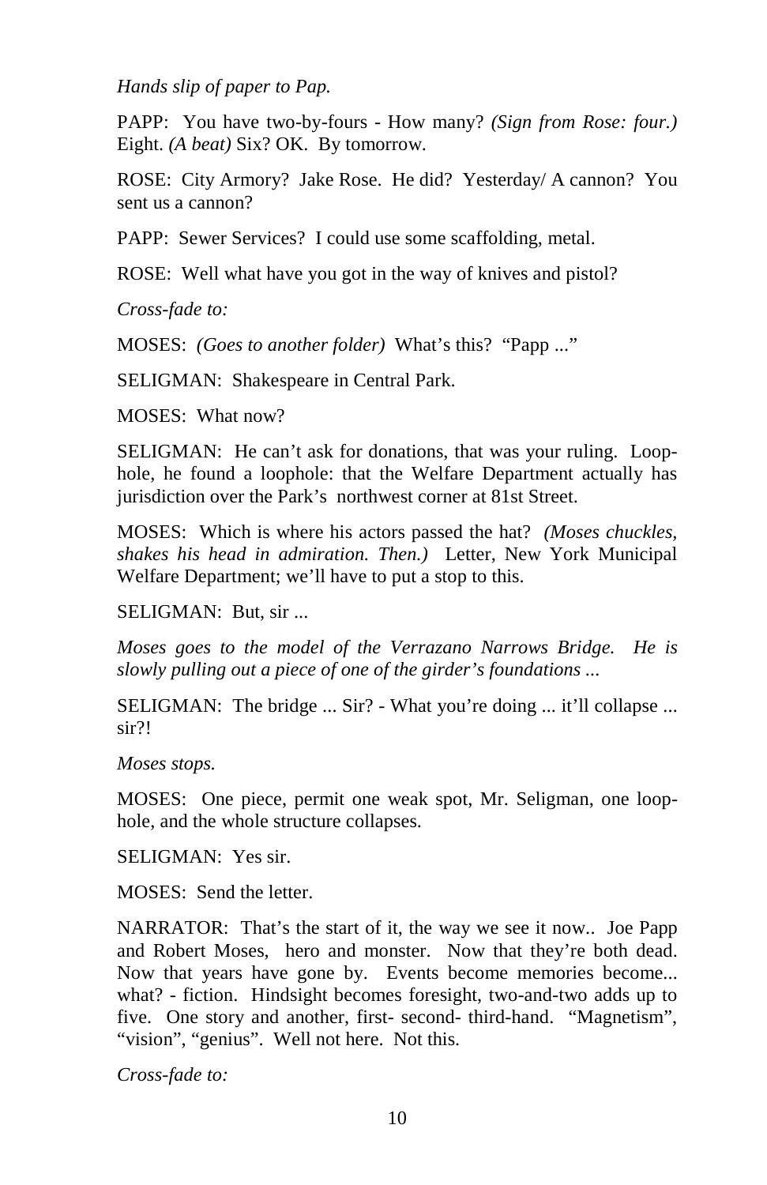*Hands slip of paper to Pap.*

PAPP: You have two-by-fours - How many? *(Sign from Rose: four.)* Eight. *(A beat)* Six? OK. By tomorrow.

ROSE: City Armory? Jake Rose. He did? Yesterday/ A cannon? You sent us a cannon?

PAPP: Sewer Services? I could use some scaffolding, metal.

ROSE: Well what have you got in the way of knives and pistol?

*Cross-fade to:*

MOSES: *(Goes to another folder)* What's this? "Papp ..."

SELIGMAN: Shakespeare in Central Park.

MOSES: What now?

SELIGMAN: He can't ask for donations, that was your ruling. Loop-hole, he found a loophole: that the Welfare Department actually has jurisdiction over the Park's northwest corner at 81st Street.

MOSES: Which is where his actors passed the hat? *(Moses chuckles, shakes his head in admiration. Then.)* Letter, New York Municipal Welfare Department; we'll have to put a stop to this.

SELIGMAN: But, sir ...

*Moses goes to the model of the Verrazano Narrows Bridge. He is slowly pulling out a piece of one of the girder's foundations ...*

SELIGMAN: The bridge ... Sir? - What you're doing ... it'll collapse ... sir?!

*Moses stops.*

MOSES: One piece, permit one weak spot, Mr. Seligman, one loop-hole, and the whole structure collapses.

SELIGMAN: Yes sir.

MOSES: Send the letter.

NARRATOR: That's the start of it, the way we see it now.. Joe Papp and Robert Moses, hero and monster. Now that they're both dead. Now that years have gone by. Events become memories become... what? - fiction. Hindsight becomes foresight, two-and-two adds up to five. One story and another, first- second- third-hand. "Magnetism", "vision", "genius". Well not here. Not this.

*Cross-fade to:*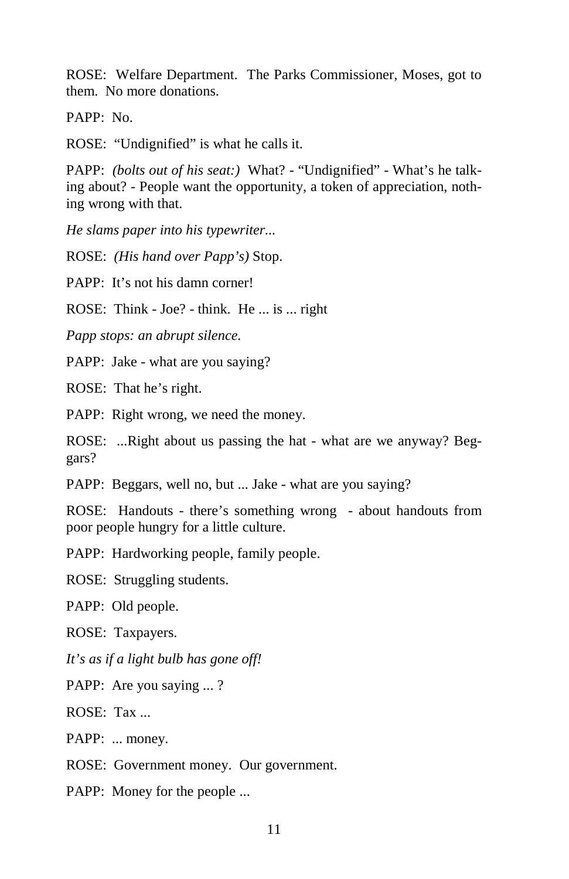ROSE: Welfare Department. The Parks Commissioner, Moses, got to them. No more donations.

PAPP: No.

ROSE: "Undignified" is what he calls it.

PAPP: *(bolts out of his seat:)* What? - "Undignified" - What's he talking about? - People want the opportunity, a token of appreciation, nothing wrong with that.

*He slams paper into his typewriter...*

ROSE: *(His hand over Papp's)* Stop.

PAPP: It's not his damn corner!

ROSE: Think - Joe? - think. He ... is ... right

*Papp stops: an abrupt silence.*

PAPP: Jake - what are you saying?

ROSE: That he's right.

PAPP: Right wrong, we need the money.

ROSE: ...Right about us passing the hat - what are we anyway? Beggars?

PAPP: Beggars, well no, but ... Jake - what are you saying?

ROSE: Handouts - there's something wrong - about handouts from poor people hungry for a little culture.

PAPP: Hardworking people, family people.

ROSE: Struggling students.

PAPP: Old people.

ROSE: Taxpayers.

*It's as if a light bulb has gone off!*

PAPP: Are you saying ... ?

ROSE: Tax ...

PAPP: ... money.

ROSE: Government money. Our government.

PAPP: Money for the people ...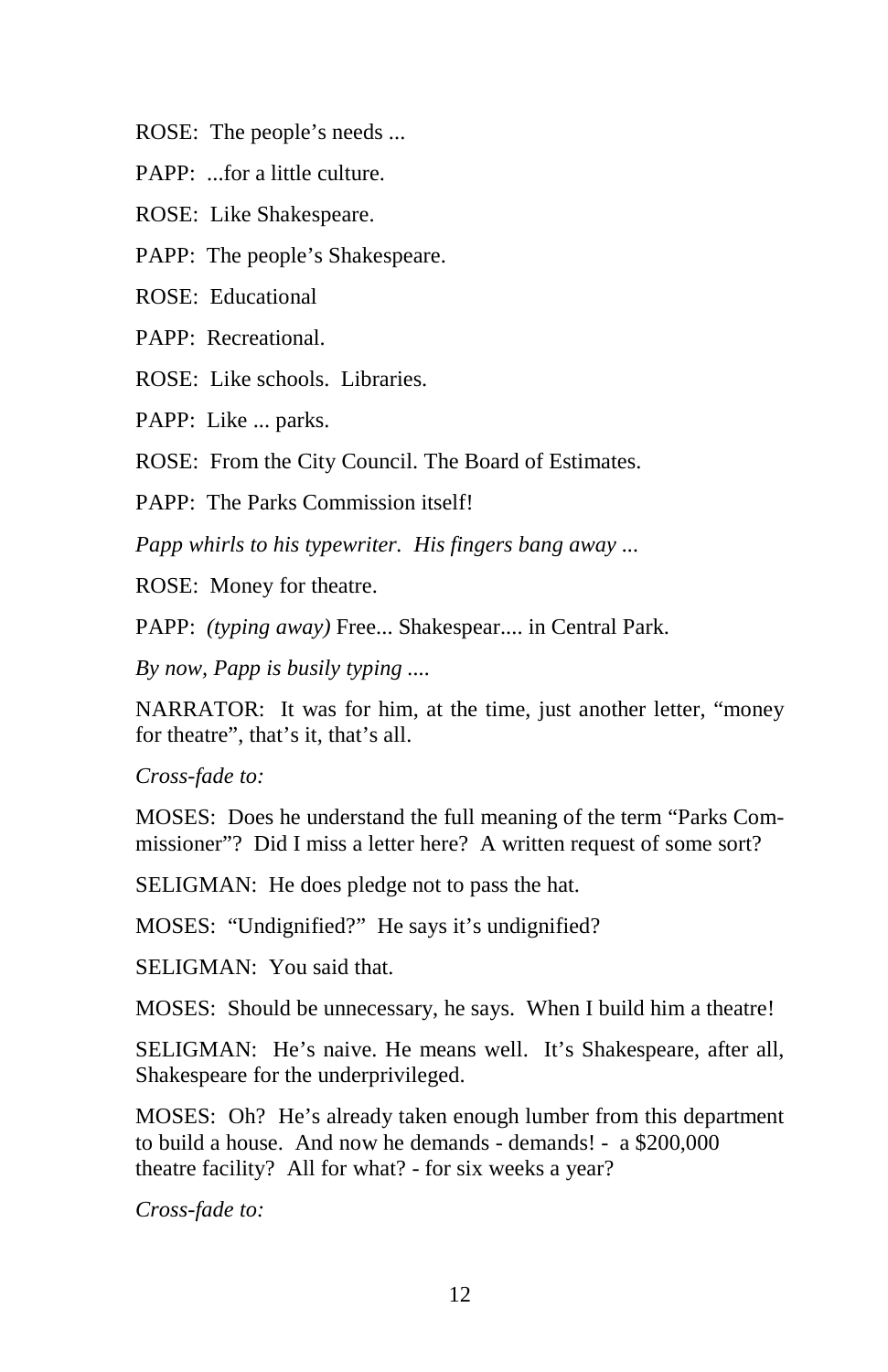ROSE: The people's needs ...

PAPP: ...for a little culture.

ROSE: Like Shakespeare.

PAPP: The people's Shakespeare.

ROSE: Educational

PAPP: Recreational.

ROSE: Like schools. Libraries.

PAPP: Like ... parks.

ROSE: From the City Council. The Board of Estimates.

PAPP: The Parks Commission itself!

*Papp whirls to his typewriter. His fingers bang away ...*

ROSE: Money for theatre.

PAPP: *(typing away)* Free... Shakespear.... in Central Park.

*By now, Papp is busily typing ....*

NARRATOR: It was for him, at the time, just another letter, "money for theatre", that's it, that's all.

*Cross-fade to:*

MOSES: Does he understand the full meaning of the term "Parks Commissioner"? Did I miss a letter here? A written request of some sort?

SELIGMAN: He does pledge not to pass the hat.

MOSES: "Undignified?" He says it's undignified?

SELIGMAN: You said that.

MOSES: Should be unnecessary, he says. When I build him a theatre!

SELIGMAN: He's naive. He means well. It's Shakespeare, after all, Shakespeare for the underprivileged.

MOSES: Oh? He's already taken enough lumber from this department to build a house. And now he demands - demands! - a $200,000 theatre facility? All for what? - for six weeks a year?

*Cross-fade to:*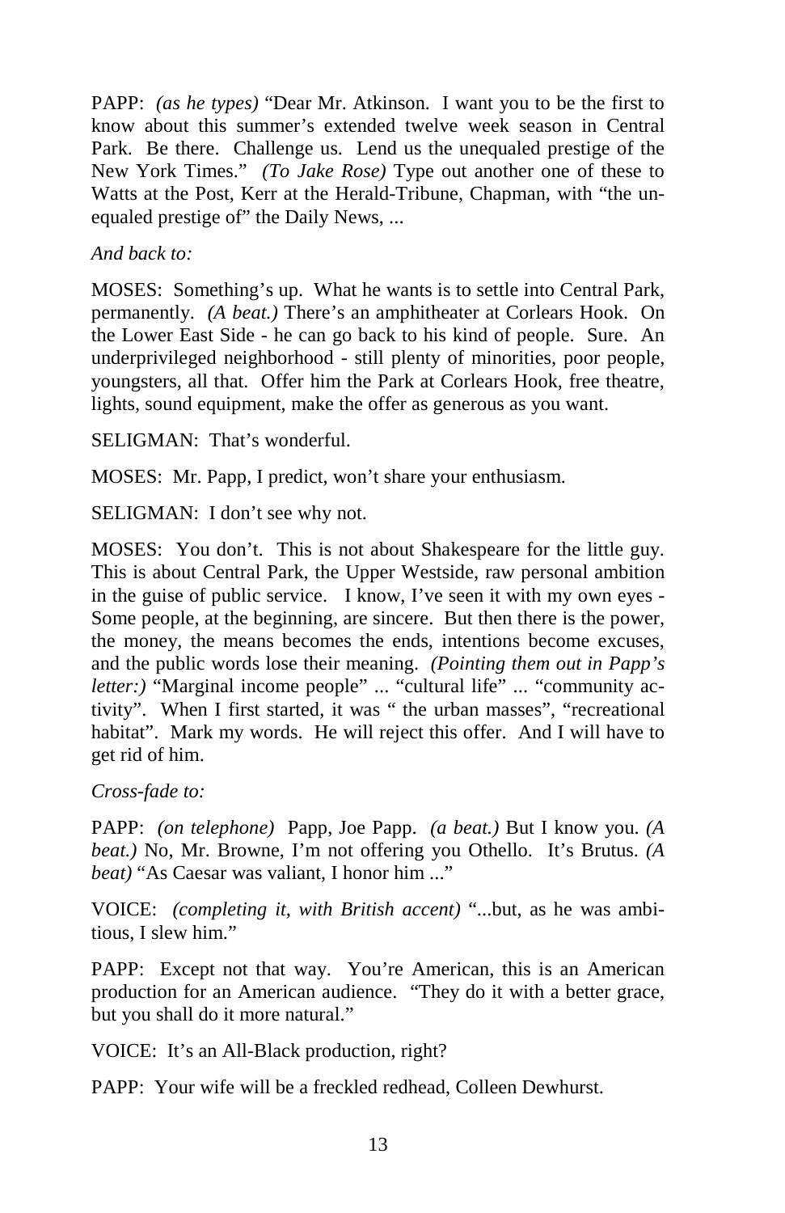PAPP: *(as he types)* "Dear Mr. Atkinson. I want you to be the first to know about this summer's extended twelve week season in Central Park. Be there. Challenge us. Lend us the unequaled prestige of the New York Times." *(To Jake Rose)* Type out another one of these to Watts at the Post, Kerr at the Herald-Tribune, Chapman, with "the unequaled prestige of" the Daily News, ...

*And back to:*

MOSES: Something's up. What he wants is to settle into Central Park, permanently. *(A beat.)* There's an amphitheater at Corlears Hook. On the Lower East Side - he can go back to his kind of people. Sure. An underprivileged neighborhood - still plenty of minorities, poor people, youngsters, all that. Offer him the Park at Corlears Hook, free theatre, lights, sound equipment, make the offer as generous as you want.

SELIGMAN: That's wonderful.

MOSES: Mr. Papp, I predict, won't share your enthusiasm.

SELIGMAN: I don't see why not.

MOSES: You don't. This is not about Shakespeare for the little guy. This is about Central Park, the Upper Westside, raw personal ambition in the guise of public service. I know, I've seen it with my own eyes - Some people, at the beginning, are sincere. But then there is the power, the money, the means becomes the ends, intentions become excuses, and the public words lose their meaning. *(Pointing them out in Papp's letter:)* "Marginal income people" ... "cultural life" ... "community activity". When I first started, it was " the urban masses", "recreational habitat". Mark my words. He will reject this offer. And I will have to get rid of him.

*Cross-fade to:*

PAPP: *(on telephone)* Papp, Joe Papp. *(a beat.)* But I know you. *(A beat.)* No, Mr. Browne, I'm not offering you Othello. It's Brutus. *(A beat)* "As Caesar was valiant, I honor him ..."

VOICE: *(completing it, with British accent)* "...but, as he was ambitious, I slew him."

PAPP: Except not that way. You're American, this is an American production for an American audience. "They do it with a better grace, but you shall do it more natural."

VOICE: It's an All-Black production, right?

PAPP: Your wife will be a freckled redhead, Colleen Dewhurst.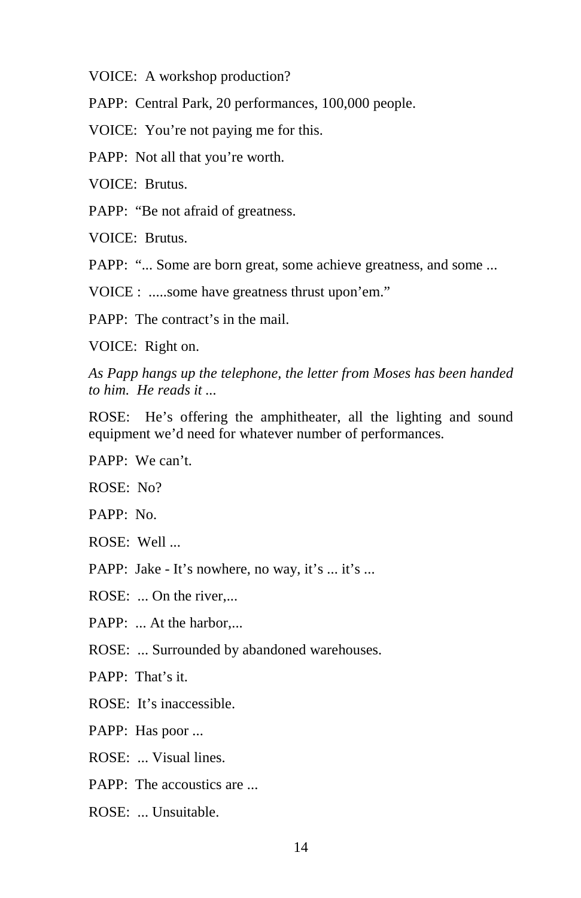VOICE:  A workshop production?

PAPP:  Central Park, 20 performances, 100,000 people.

VOICE:  You're not paying me for this.

PAPP:  Not all that you're worth.

VOICE:  Brutus.

PAPP:  "Be not afraid of greatness.

VOICE:  Brutus.

PAPP:  "... Some are born great, some achieve greatness, and some ...

VOICE :  .....some have greatness thrust upon'em."

PAPP:  The contract's in the mail.

VOICE:  Right on.

*As Papp hangs up the telephone, the letter from Moses has been handed to him.  He reads it ...*

ROSE:  He's offering the amphitheater, all the lighting and sound equipment we'd need for whatever number of performances.

PAPP:  We can't.

ROSE:  No?

PAPP:  No.

ROSE:  Well ...

PAPP:  Jake - It's nowhere, no way, it's ... it's ...

ROSE:  ... On the river,...

PAPP:  ... At the harbor,...

ROSE:  ... Surrounded by abandoned warehouses.

PAPP:  That's it.

ROSE:  It's inaccessible.

PAPP:  Has poor ...

ROSE:  ... Visual lines.

PAPP:  The accoustics are ...

ROSE:  ... Unsuitable.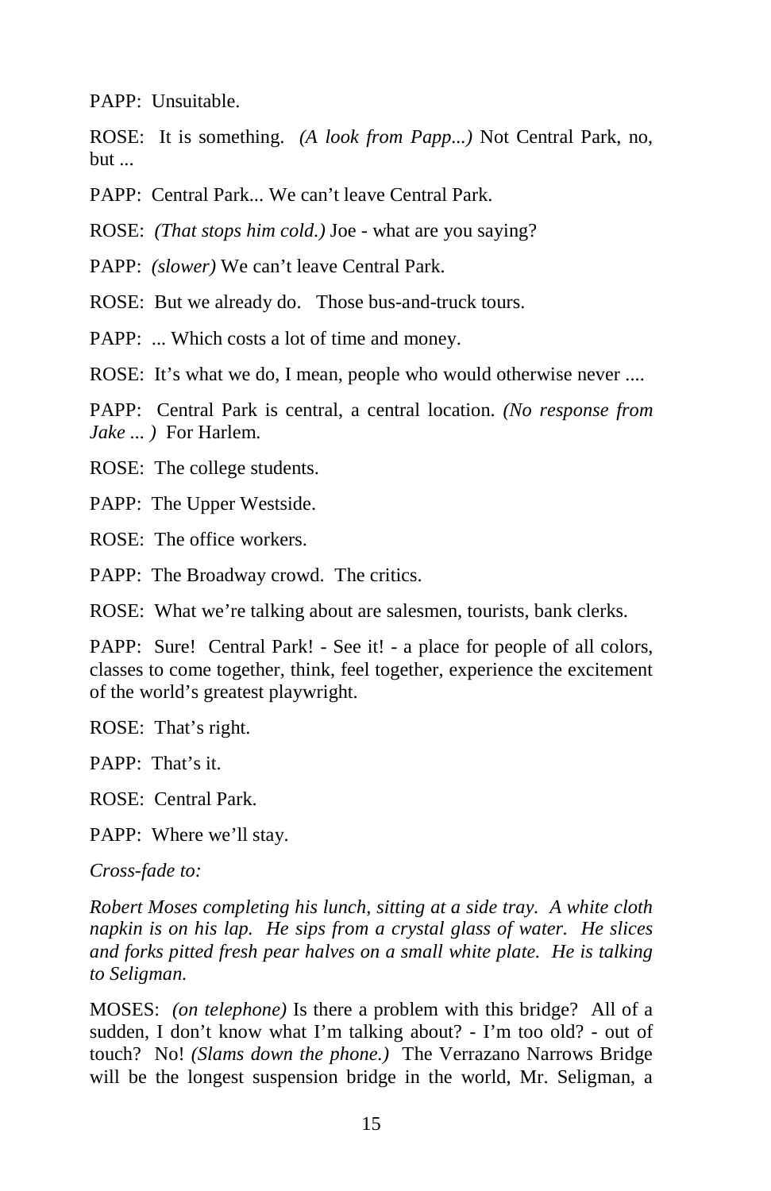PAPP: Unsuitable.

ROSE: It is something. *(A look from Papp...)* Not Central Park, no, but ...

PAPP: Central Park... We can't leave Central Park.

ROSE: *(That stops him cold.)* Joe - what are you saying?

PAPP: *(slower)* We can't leave Central Park.

ROSE: But we already do. Those bus-and-truck tours.

PAPP: ... Which costs a lot of time and money.

ROSE: It's what we do, I mean, people who would otherwise never ....

PAPP: Central Park is central, a central location. *(No response from Jake ... )* For Harlem.

ROSE: The college students.

PAPP: The Upper Westside.

ROSE: The office workers.

PAPP: The Broadway crowd. The critics.

ROSE: What we're talking about are salesmen, tourists, bank clerks.

PAPP: Sure! Central Park! - See it! - a place for people of all colors, classes to come together, think, feel together, experience the excitement of the world's greatest playwright.

ROSE: That's right.

PAPP: That's it.

ROSE: Central Park.

PAPP: Where we'll stay.

*Cross-fade to:*

*Robert Moses completing his lunch, sitting at a side tray. A white cloth napkin is on his lap. He sips from a crystal glass of water. He slices and forks pitted fresh pear halves on a small white plate. He is talking to Seligman.*

MOSES: *(on telephone)* Is there a problem with this bridge? All of a sudden, I don't know what I'm talking about? - I'm too old? - out of touch? No! *(Slams down the phone.)* The Verrazano Narrows Bridge will be the longest suspension bridge in the world, Mr. Seligman, a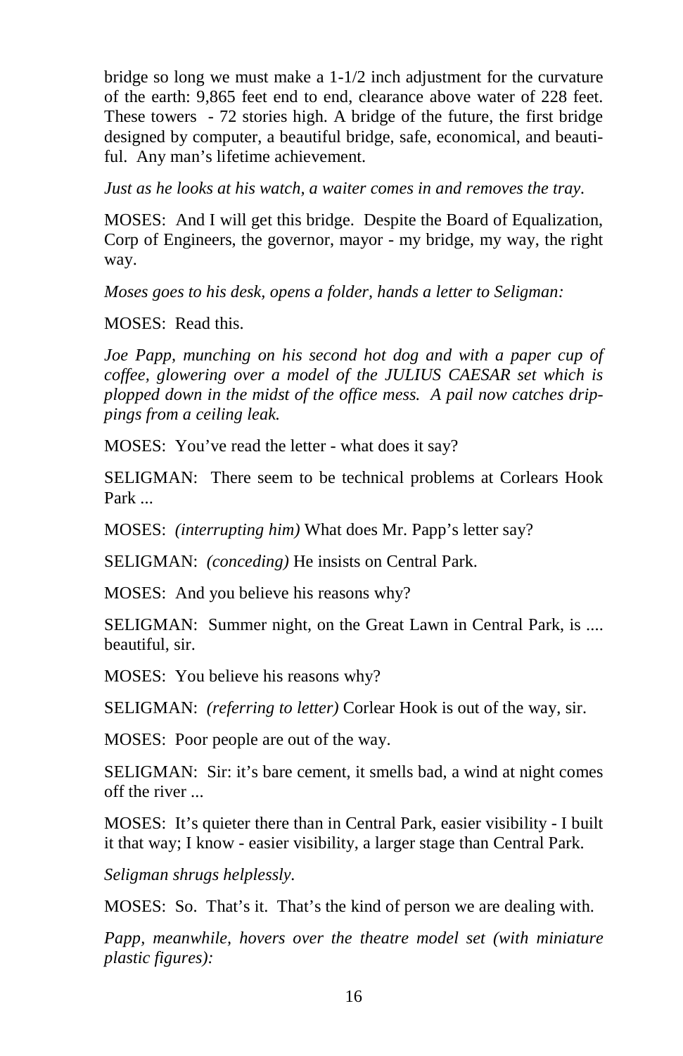bridge so long we must make a 1-1/2 inch adjustment for the curvature of the earth: 9,865 feet end to end, clearance above water of 228 feet. These towers - 72 stories high. A bridge of the future, the first bridge designed by computer, a beautiful bridge, safe, economical, and beautiful. Any man's lifetime achievement.

*Just as he looks at his watch, a waiter comes in and removes the tray.*

MOSES: And I will get this bridge. Despite the Board of Equalization, Corp of Engineers, the governor, mayor - my bridge, my way, the right way.

*Moses goes to his desk, opens a folder, hands a letter to Seligman:*

MOSES: Read this.

*Joe Papp, munching on his second hot dog and with a paper cup of coffee, glowering over a model of the JULIUS CAESAR set which is plopped down in the midst of the office mess. A pail now catches drippings from a ceiling leak.*

MOSES: You've read the letter - what does it say?

SELIGMAN: There seem to be technical problems at Corlears Hook Park ...

MOSES: *(interrupting him)* What does Mr. Papp's letter say?

SELIGMAN: *(conceding)* He insists on Central Park.

MOSES: And you believe his reasons why?

SELIGMAN: Summer night, on the Great Lawn in Central Park, is .... beautiful, sir.

MOSES: You believe his reasons why?

SELIGMAN: *(referring to letter)* Corlear Hook is out of the way, sir.

MOSES: Poor people are out of the way.

SELIGMAN: Sir: it's bare cement, it smells bad, a wind at night comes off the river ...

MOSES: It's quieter there than in Central Park, easier visibility - I built it that way; I know - easier visibility, a larger stage than Central Park.

*Seligman shrugs helplessly.*

MOSES: So. That's it. That's the kind of person we are dealing with.

*Papp, meanwhile, hovers over the theatre model set (with miniature plastic figures):*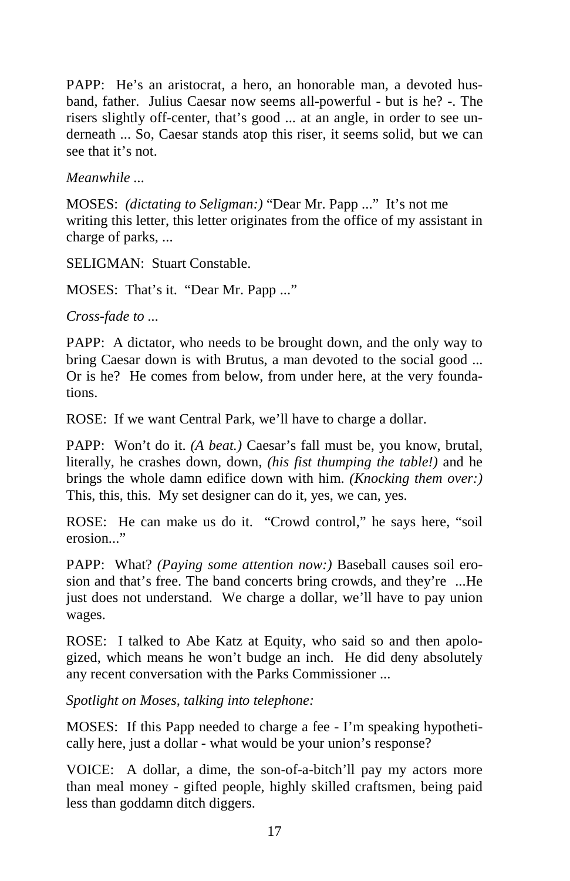PAPP: He's an aristocrat, a hero, an honorable man, a devoted husband, father. Julius Caesar now seems all-powerful - but is he? -. The risers slightly off-center, that's good ... at an angle, in order to see underneath ... So, Caesar stands atop this riser, it seems solid, but we can see that it's not.

*Meanwhile ...*

MOSES: *(dictating to Seligman:)* "Dear Mr. Papp ..." It's not me writing this letter, this letter originates from the office of my assistant in charge of parks, ...

SELIGMAN: Stuart Constable.

MOSES: That's it. "Dear Mr. Papp ..."

*Cross-fade to ...*

PAPP: A dictator, who needs to be brought down, and the only way to bring Caesar down is with Brutus, a man devoted to the social good ... Or is he? He comes from below, from under here, at the very foundations.

ROSE: If we want Central Park, we'll have to charge a dollar.

PAPP: Won't do it. *(A beat.)* Caesar's fall must be, you know, brutal, literally, he crashes down, down, *(his fist thumping the table!)* and he brings the whole damn edifice down with him. *(Knocking them over:)* This, this, this. My set designer can do it, yes, we can, yes.

ROSE: He can make us do it. "Crowd control," he says here, "soil erosion..."

PAPP: What? *(Paying some attention now:)* Baseball causes soil erosion and that's free. The band concerts bring crowds, and they're ...He just does not understand. We charge a dollar, we'll have to pay union wages.

ROSE: I talked to Abe Katz at Equity, who said so and then apologized, which means he won't budge an inch. He did deny absolutely any recent conversation with the Parks Commissioner ...

*Spotlight on Moses, talking into telephone:*

MOSES: If this Papp needed to charge a fee - I'm speaking hypothetically here, just a dollar - what would be your union's response?

VOICE: A dollar, a dime, the son-of-a-bitch'll pay my actors more than meal money - gifted people, highly skilled craftsmen, being paid less than goddamn ditch diggers.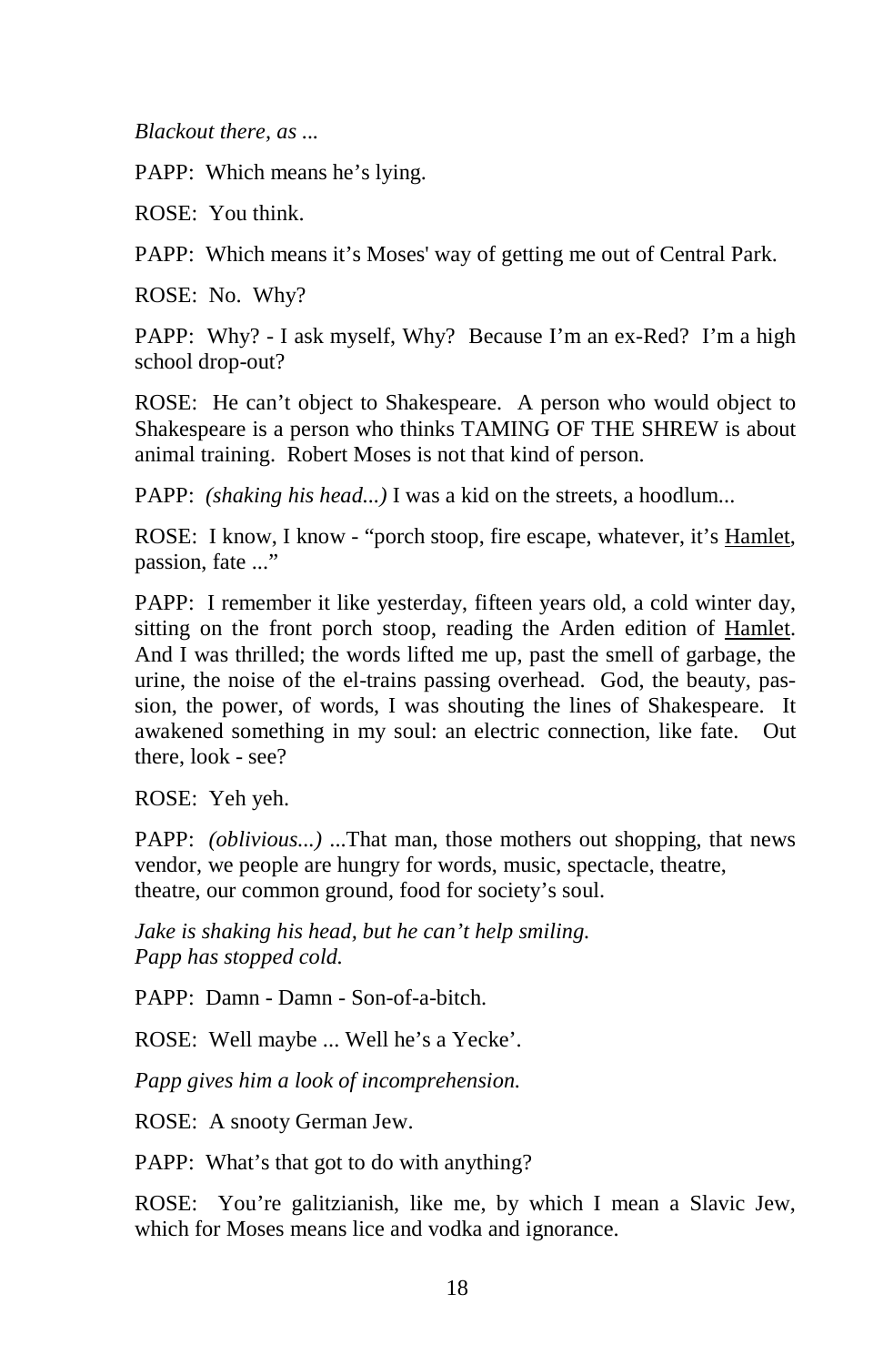*Blackout there, as ...*

PAPP: Which means he's lying.

ROSE: You think.

PAPP: Which means it's Moses' way of getting me out of Central Park.

ROSE: No. Why?

PAPP: Why? - I ask myself, Why? Because I'm an ex-Red? I'm a high school drop-out?

ROSE: He can't object to Shakespeare. A person who would object to Shakespeare is a person who thinks TAMING OF THE SHREW is about animal training. Robert Moses is not that kind of person.

PAPP: *(shaking his head...)* I was a kid on the streets, a hoodlum...

ROSE: I know, I know - "porch stoop, fire escape, whatever, it's Hamlet, passion, fate ..."

PAPP: I remember it like yesterday, fifteen years old, a cold winter day, sitting on the front porch stoop, reading the Arden edition of Hamlet. And I was thrilled; the words lifted me up, past the smell of garbage, the urine, the noise of the el-trains passing overhead. God, the beauty, passion, the power, of words, I was shouting the lines of Shakespeare. It awakened something in my soul: an electric connection, like fate. Out there, look - see?

ROSE: Yeh yeh.

PAPP: *(oblivious...)* ...That man, those mothers out shopping, that news vendor, we people are hungry for words, music, spectacle, theatre, theatre, our common ground, food for society's soul.

*Jake is shaking his head, but he can't help smiling.*
*Papp has stopped cold.*

PAPP: Damn - Damn - Son-of-a-bitch.

ROSE: Well maybe ... Well he's a Yecke'.

*Papp gives him a look of incomprehension.*

ROSE: A snooty German Jew.

PAPP: What's that got to do with anything?

ROSE: You're galitzianish, like me, by which I mean a Slavic Jew, which for Moses means lice and vodka and ignorance.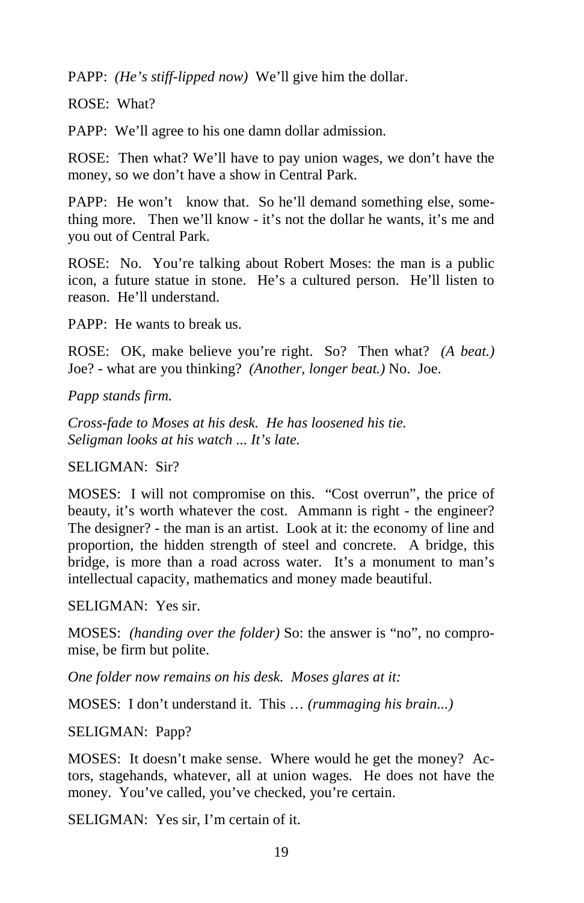PAPP: *(He's stiff-lipped now)* We'll give him the dollar.

ROSE: What?

PAPP: We'll agree to his one damn dollar admission.

ROSE: Then what? We'll have to pay union wages, we don't have the money, so we don't have a show in Central Park.

PAPP: He won't know that. So he'll demand something else, something more. Then we'll know - it's not the dollar he wants, it's me and you out of Central Park.

ROSE: No. You're talking about Robert Moses: the man is a public icon, a future statue in stone. He's a cultured person. He'll listen to reason. He'll understand.

PAPP: He wants to break us.

ROSE: OK, make believe you're right. So? Then what? *(A beat.)* Joe? - what are you thinking? *(Another, longer beat.)* No. Joe.

*Papp stands firm.*

*Cross-fade to Moses at his desk. He has loosened his tie. Seligman looks at his watch ... It's late.*

SELIGMAN: Sir?

MOSES: I will not compromise on this. "Cost overrun", the price of beauty, it's worth whatever the cost. Ammann is right - the engineer? The designer? - the man is an artist. Look at it: the economy of line and proportion, the hidden strength of steel and concrete. A bridge, this bridge, is more than a road across water. It's a monument to man's intellectual capacity, mathematics and money made beautiful.

SELIGMAN: Yes sir.

MOSES: *(handing over the folder)* So: the answer is "no", no compromise, be firm but polite.

*One folder now remains on his desk. Moses glares at it:*

MOSES: I don't understand it. This … *(rummaging his brain...)*

SELIGMAN: Papp?

MOSES: It doesn't make sense. Where would he get the money? Actors, stagehands, whatever, all at union wages. He does not have the money. You've called, you've checked, you're certain.

SELIGMAN: Yes sir, I'm certain of it.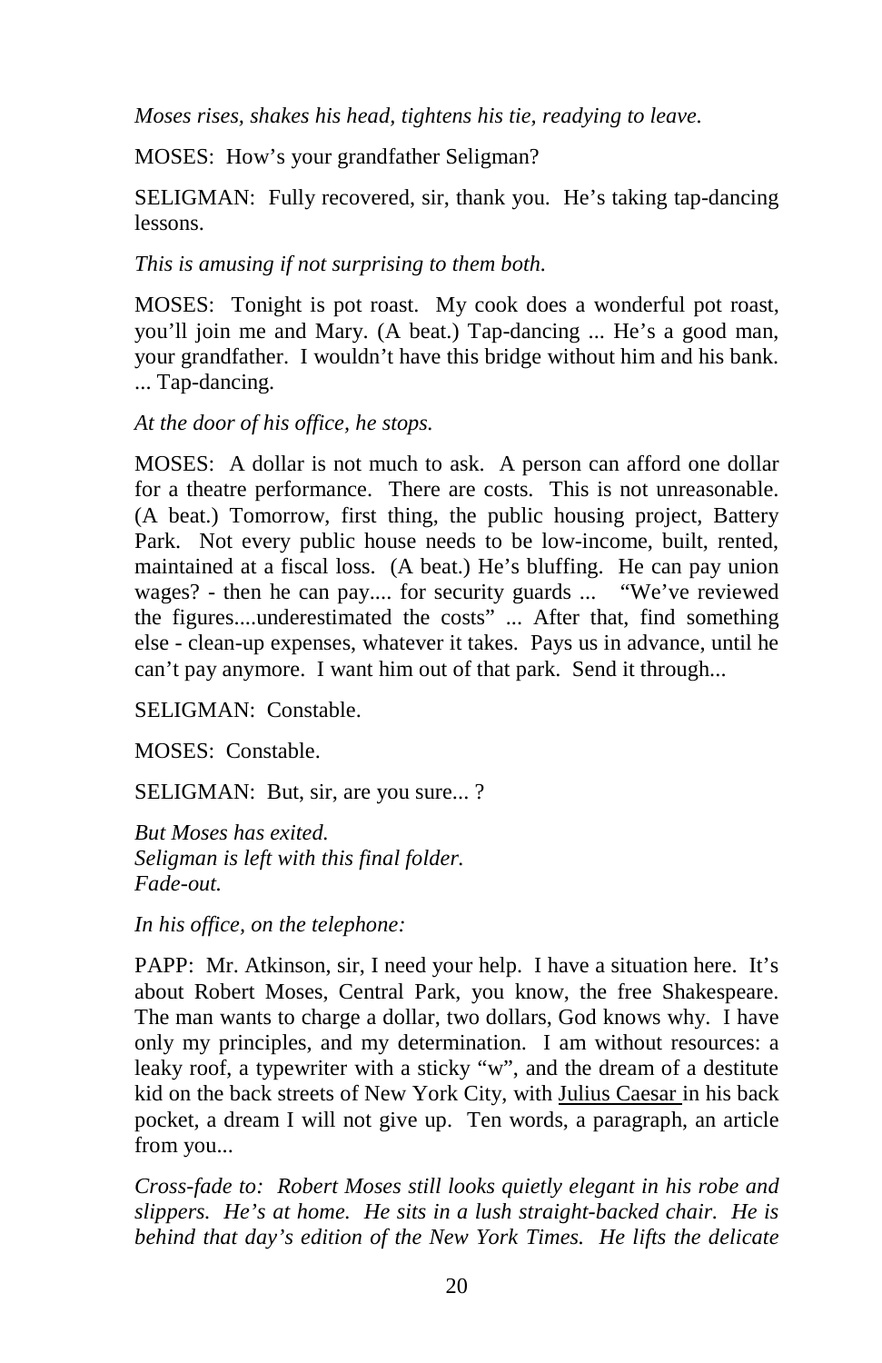*Moses rises, shakes his head, tightens his tie, readying to leave.*

MOSES: How's your grandfather Seligman?

SELIGMAN: Fully recovered, sir, thank you. He's taking tap-dancing lessons.

*This is amusing if not surprising to them both.*

MOSES: Tonight is pot roast. My cook does a wonderful pot roast, you'll join me and Mary. (A beat.) Tap-dancing ... He's a good man, your grandfather. I wouldn't have this bridge without him and his bank. ... Tap-dancing.

*At the door of his office, he stops.*

MOSES: A dollar is not much to ask. A person can afford one dollar for a theatre performance. There are costs. This is not unreasonable. (A beat.) Tomorrow, first thing, the public housing project, Battery Park. Not every public house needs to be low-income, built, rented, maintained at a fiscal loss. (A beat.) He's bluffing. He can pay union wages? - then he can pay.... for security guards ... "We've reviewed the figures....underestimated the costs" ... After that, find something else - clean-up expenses, whatever it takes. Pays us in advance, until he can't pay anymore. I want him out of that park. Send it through...

SELIGMAN: Constable.

MOSES: Constable.

SELIGMAN: But, sir, are you sure... ?

*But Moses has exited.*
*Seligman is left with this final folder.*
*Fade-out.*

*In his office, on the telephone:*

PAPP: Mr. Atkinson, sir, I need your help. I have a situation here. It's about Robert Moses, Central Park, you know, the free Shakespeare. The man wants to charge a dollar, two dollars, God knows why. I have only my principles, and my determination. I am without resources: a leaky roof, a typewriter with a sticky "w", and the dream of a destitute kid on the back streets of New York City, with Julius Caesar in his back pocket, a dream I will not give up. Ten words, a paragraph, an article from you...

*Cross-fade to: Robert Moses still looks quietly elegant in his robe and slippers. He's at home. He sits in a lush straight-backed chair. He is behind that day's edition of the New York Times. He lifts the delicate*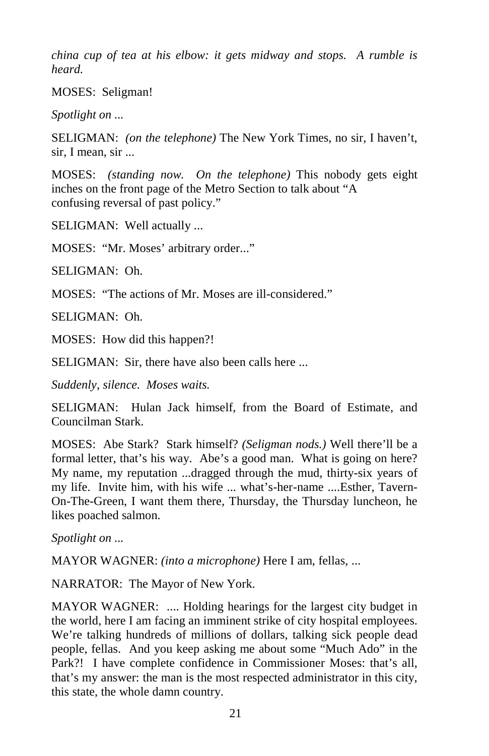*china cup of tea at his elbow: it gets midway and stops. A rumble is heard.*

MOSES: Seligman!

*Spotlight on ...*

SELIGMAN: *(on the telephone)* The New York Times, no sir, I haven't, sir, I mean, sir ...

MOSES: *(standing now. On the telephone)* This nobody gets eight inches on the front page of the Metro Section to talk about "A confusing reversal of past policy."

SELIGMAN: Well actually ...

MOSES: "Mr. Moses' arbitrary order..."

SELIGMAN: Oh.

MOSES: "The actions of Mr. Moses are ill-considered."

SELIGMAN: Oh.

MOSES: How did this happen?!

SELIGMAN: Sir, there have also been calls here ...

*Suddenly, silence. Moses waits.*

SELIGMAN: Hulan Jack himself, from the Board of Estimate, and Councilman Stark.

MOSES: Abe Stark? Stark himself? *(Seligman nods.)* Well there'll be a formal letter, that's his way. Abe's a good man. What is going on here? My name, my reputation ...dragged through the mud, thirty-six years of my life. Invite him, with his wife ... what's-her-name ....Esther, Tavern-On-The-Green, I want them there, Thursday, the Thursday luncheon, he likes poached salmon.

*Spotlight on ...*

MAYOR WAGNER: *(into a microphone)* Here I am, fellas, ...

NARRATOR: The Mayor of New York.

MAYOR WAGNER: .... Holding hearings for the largest city budget in the world, here I am facing an imminent strike of city hospital employees. We're talking hundreds of millions of dollars, talking sick people dead people, fellas. And you keep asking me about some "Much Ado" in the Park?! I have complete confidence in Commissioner Moses: that's all, that's my answer: the man is the most respected administrator in this city, this state, the whole damn country.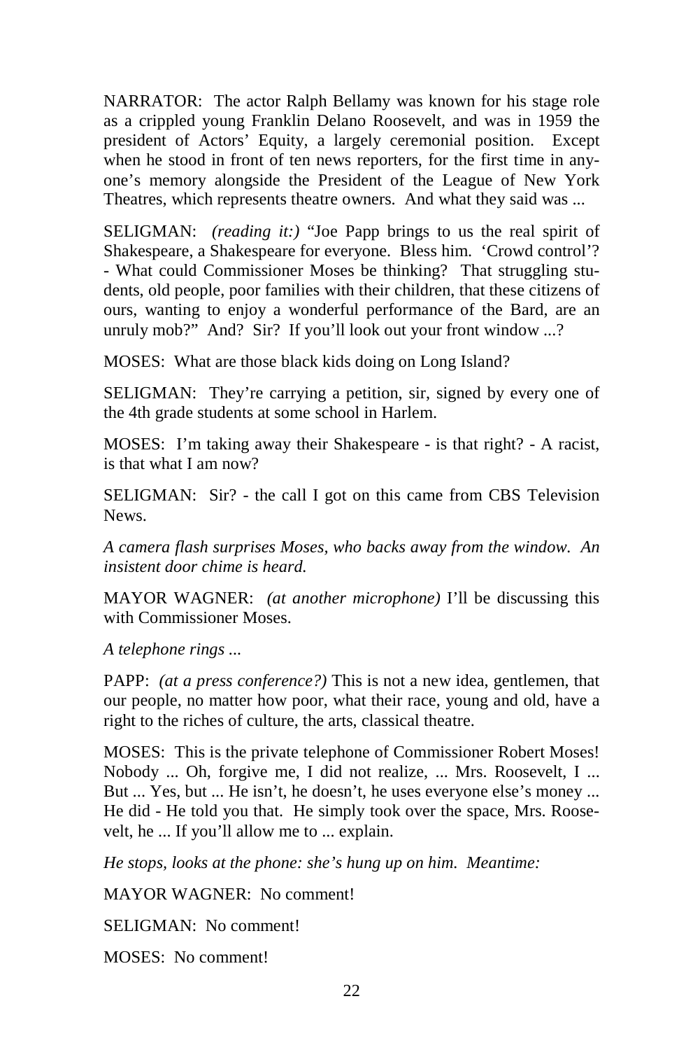NARRATOR: The actor Ralph Bellamy was known for his stage role as a crippled young Franklin Delano Roosevelt, and was in 1959 the president of Actors' Equity, a largely ceremonial position. Except when he stood in front of ten news reporters, for the first time in anyone's memory alongside the President of the League of New York Theatres, which represents theatre owners. And what they said was ...

SELIGMAN: *(reading it:)* "Joe Papp brings to us the real spirit of Shakespeare, a Shakespeare for everyone. Bless him. 'Crowd control'? - What could Commissioner Moses be thinking? That struggling students, old people, poor families with their children, that these citizens of ours, wanting to enjoy a wonderful performance of the Bard, are an unruly mob?" And? Sir? If you'll look out your front window ...?

MOSES: What are those black kids doing on Long Island?

SELIGMAN: They're carrying a petition, sir, signed by every one of the 4th grade students at some school in Harlem.

MOSES: I'm taking away their Shakespeare - is that right? - A racist, is that what I am now?

SELIGMAN: Sir? - the call I got on this came from CBS Television News.

*A camera flash surprises Moses, who backs away from the window. An insistent door chime is heard.*

MAYOR WAGNER: *(at another microphone)* I'll be discussing this with Commissioner Moses.

*A telephone rings ...*

PAPP: *(at a press conference?)* This is not a new idea, gentlemen, that our people, no matter how poor, what their race, young and old, have a right to the riches of culture, the arts, classical theatre.

MOSES: This is the private telephone of Commissioner Robert Moses! Nobody ... Oh, forgive me, I did not realize, ... Mrs. Roosevelt, I ... But ... Yes, but ... He isn't, he doesn't, he uses everyone else's money ... He did - He told you that. He simply took over the space, Mrs. Roosevelt, he ... If you'll allow me to ... explain.

*He stops, looks at the phone: she's hung up on him. Meantime:*

MAYOR WAGNER: No comment!

SELIGMAN: No comment!

MOSES: No comment!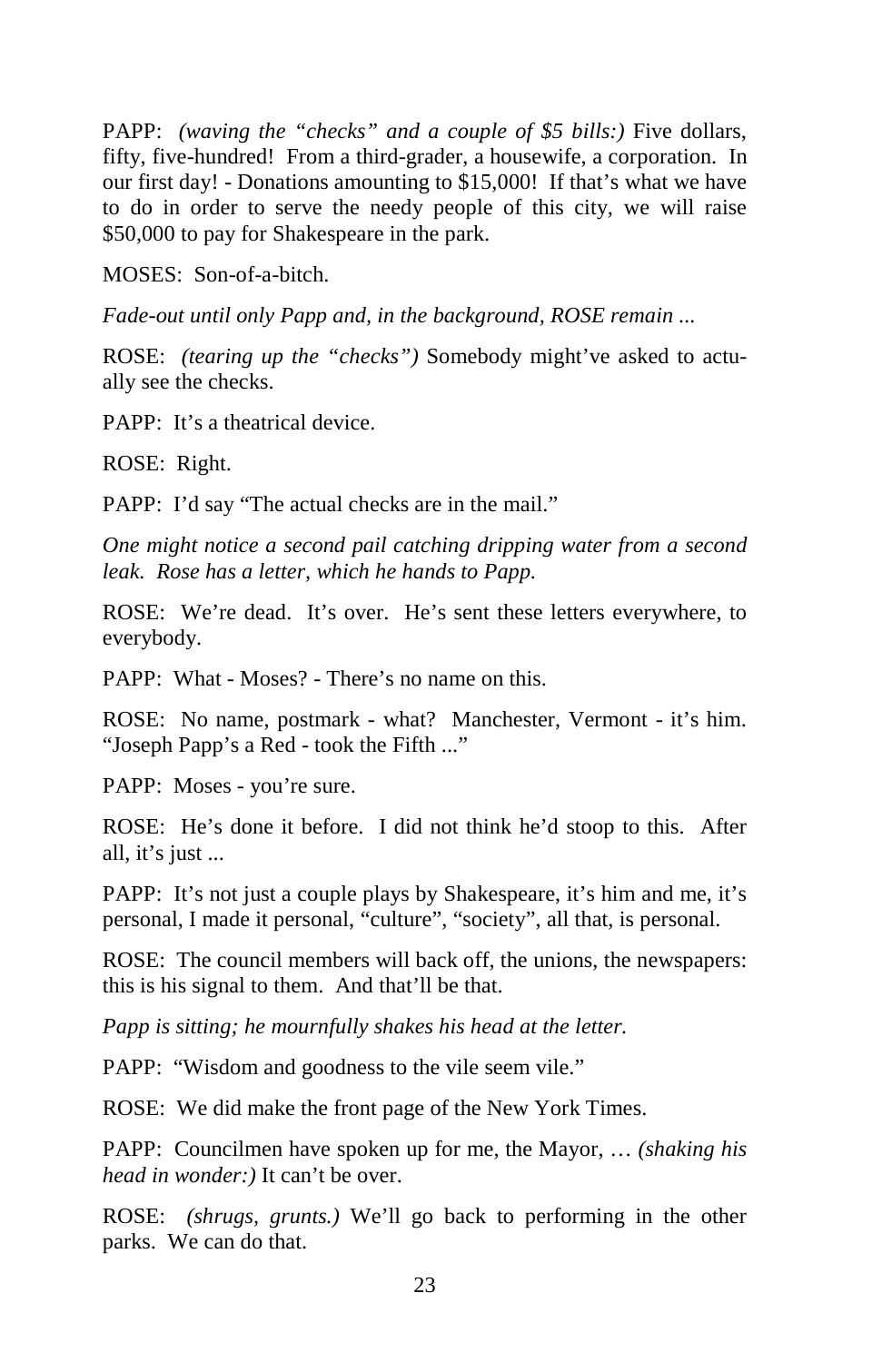PAPP: *(waving the "checks" and a couple of $5 bills:)* Five dollars, fifty, five-hundred! From a third-grader, a housewife, a corporation. In our first day! - Donations amounting to $15,000! If that's what we have to do in order to serve the needy people of this city, we will raise $50,000 to pay for Shakespeare in the park.

MOSES: Son-of-a-bitch.

*Fade-out until only Papp and, in the background, ROSE remain ...*

ROSE: *(tearing up the "checks")* Somebody might've asked to actually see the checks.

PAPP: It's a theatrical device.

ROSE: Right.

PAPP: I'd say "The actual checks are in the mail."

*One might notice a second pail catching dripping water from a second leak. Rose has a letter, which he hands to Papp.*

ROSE: We're dead. It's over. He's sent these letters everywhere, to everybody.

PAPP: What - Moses? - There's no name on this.

ROSE: No name, postmark - what? Manchester, Vermont - it's him. "Joseph Papp's a Red - took the Fifth ..."

PAPP: Moses - you're sure.

ROSE: He's done it before. I did not think he'd stoop to this. After all, it's just ...

PAPP: It's not just a couple plays by Shakespeare, it's him and me, it's personal, I made it personal, "culture", "society", all that, is personal.

ROSE: The council members will back off, the unions, the newspapers: this is his signal to them. And that'll be that.

*Papp is sitting; he mournfully shakes his head at the letter.*

PAPP: "Wisdom and goodness to the vile seem vile."

ROSE: We did make the front page of the New York Times.

PAPP: Councilmen have spoken up for me, the Mayor, … *(shaking his head in wonder:)* It can't be over.

ROSE: *(shrugs, grunts.)* We'll go back to performing in the other parks. We can do that.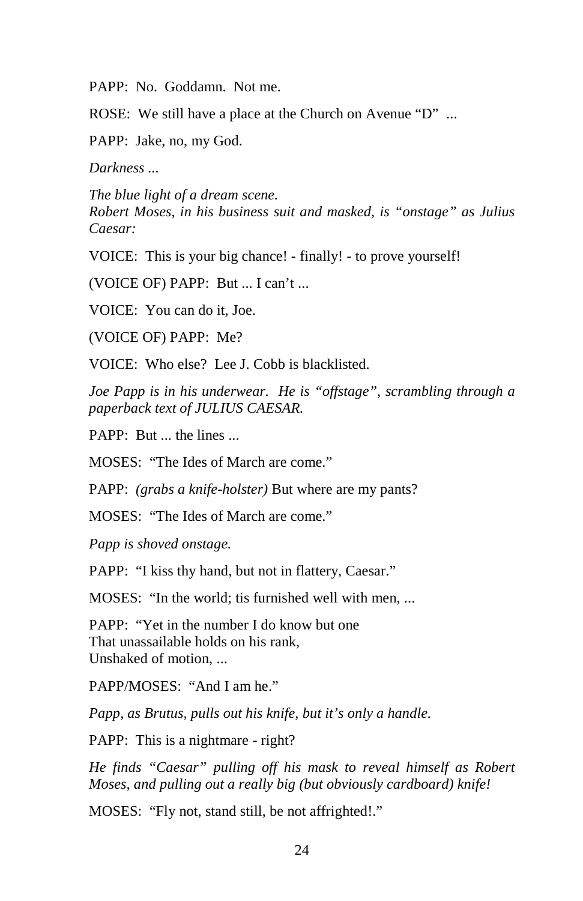PAPP: No. Goddamn. Not me.

ROSE: We still have a place at the Church on Avenue "D" ...

PAPP: Jake, no, my God.

*Darkness ...*

*The blue light of a dream scene.*
*Robert Moses, in his business suit and masked, is "onstage" as Julius Caesar:*

VOICE: This is your big chance! - finally! - to prove yourself!

(VOICE OF) PAPP: But ... I can't ...

VOICE: You can do it, Joe.

(VOICE OF) PAPP: Me?

VOICE: Who else? Lee J. Cobb is blacklisted.

*Joe Papp is in his underwear. He is "offstage", scrambling through a paperback text of JULIUS CAESAR.*

PAPP: But ... the lines ...

MOSES: "The Ides of March are come."

PAPP: *(grabs a knife-holster)* But where are my pants?

MOSES: "The Ides of March are come."

*Papp is shoved onstage.*

PAPP: "I kiss thy hand, but not in flattery, Caesar."

MOSES: "In the world; tis furnished well with men, ...

PAPP: "Yet in the number I do know but one
That unassailable holds on his rank,
Unshaked of motion, ...

PAPP/MOSES: "And I am he."

*Papp, as Brutus, pulls out his knife, but it's only a handle.*

PAPP: This is a nightmare - right?

*He finds "Caesar" pulling off his mask to reveal himself as Robert Moses, and pulling out a really big (but obviously cardboard) knife!*

MOSES: "Fly not, stand still, be not affrighted!."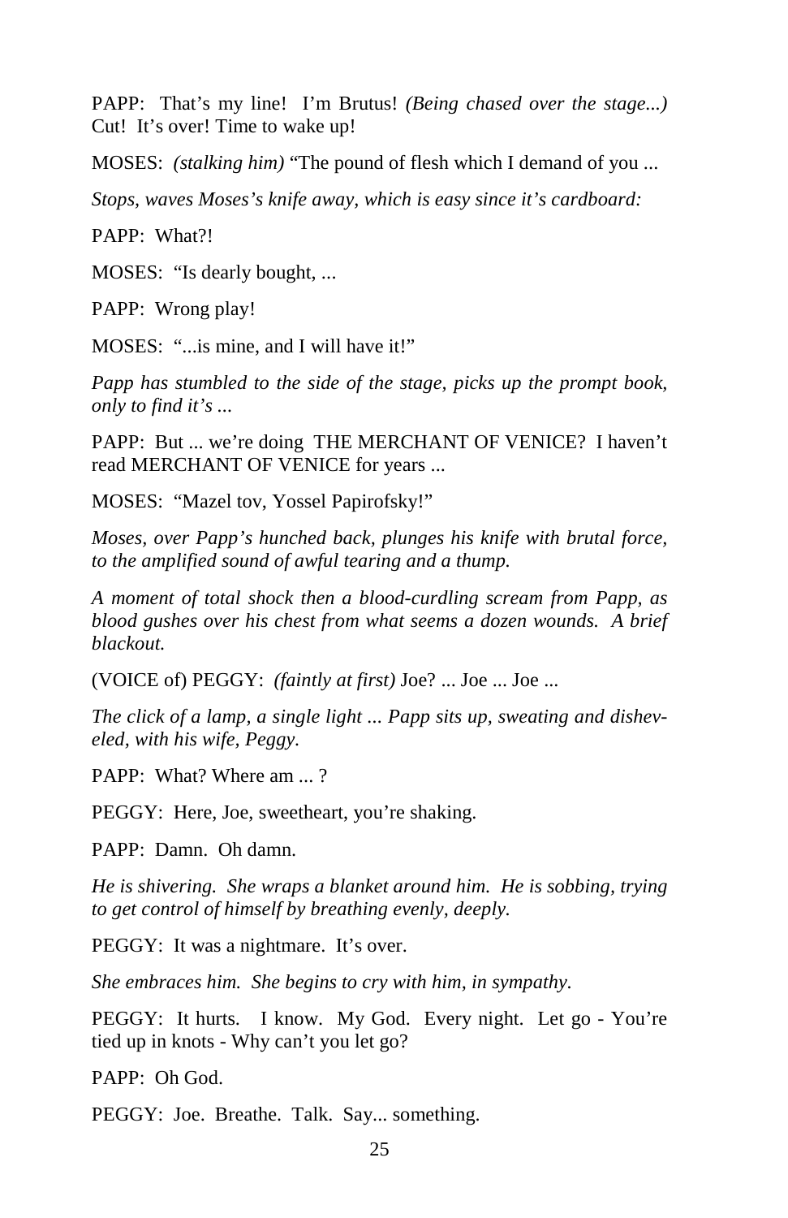PAPP: That's my line! I'm Brutus! *(Being chased over the stage...)* Cut! It's over! Time to wake up!

MOSES: *(stalking him)* "The pound of flesh which I demand of you ...

*Stops, waves Moses's knife away, which is easy since it's cardboard:*

PAPP: What?!

MOSES: "Is dearly bought, ...

PAPP: Wrong play!

MOSES: "...is mine, and I will have it!"

*Papp has stumbled to the side of the stage, picks up the prompt book, only to find it's ...*

PAPP: But ... we're doing THE MERCHANT OF VENICE? I haven't read MERCHANT OF VENICE for years ...

MOSES: "Mazel tov, Yossel Papirofsky!"

*Moses, over Papp's hunched back, plunges his knife with brutal force, to the amplified sound of awful tearing and a thump.*

*A moment of total shock then a blood-curdling scream from Papp, as blood gushes over his chest from what seems a dozen wounds. A brief blackout.*

(VOICE of) PEGGY: *(faintly at first)* Joe? ... Joe ... Joe ...

*The click of a lamp, a single light ... Papp sits up, sweating and disheveled, with his wife, Peggy.*

PAPP: What? Where am ... ?

PEGGY: Here, Joe, sweetheart, you're shaking.

PAPP: Damn. Oh damn.

*He is shivering. She wraps a blanket around him. He is sobbing, trying to get control of himself by breathing evenly, deeply.*

PEGGY: It was a nightmare. It's over.

*She embraces him. She begins to cry with him, in sympathy.*

PEGGY: It hurts. I know. My God. Every night. Let go - You're tied up in knots - Why can't you let go?

PAPP: Oh God.

PEGGY: Joe. Breathe. Talk. Say... something.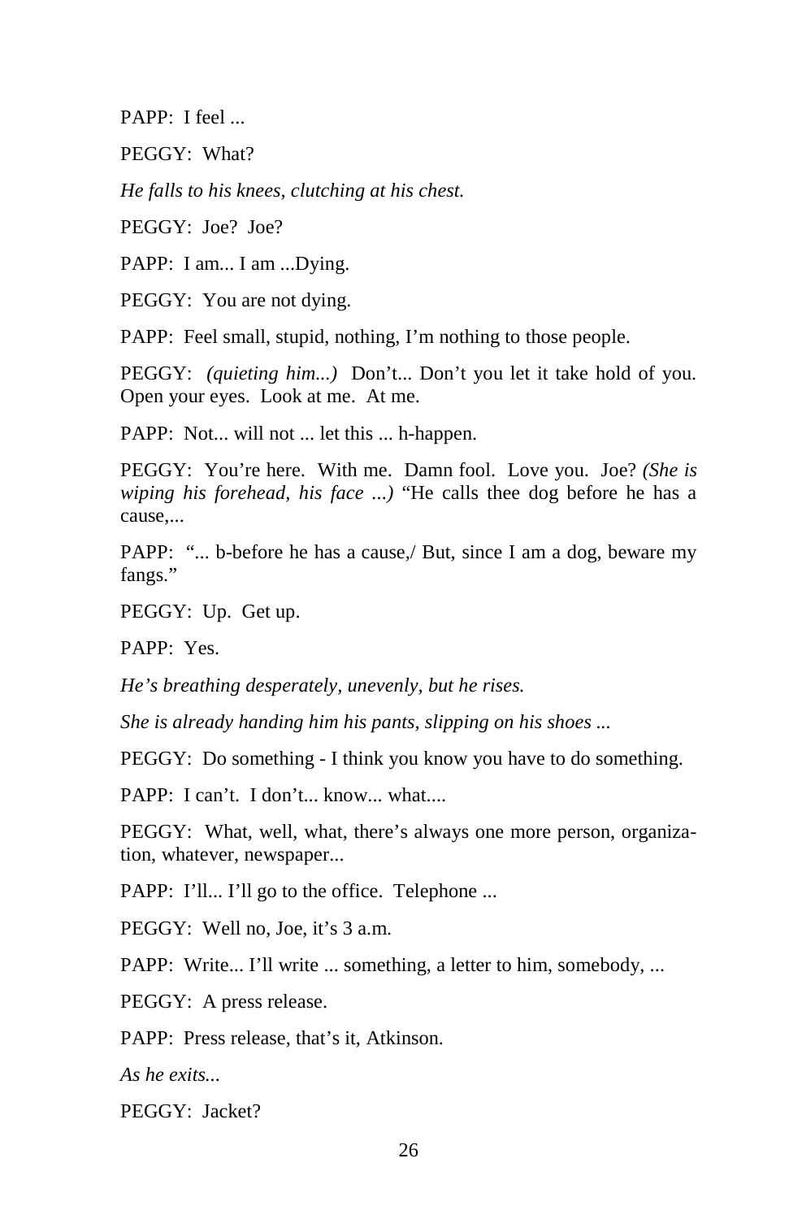PAPP: I feel ...

PEGGY: What?

*He falls to his knees, clutching at his chest.*

PEGGY: Joe? Joe?

PAPP: I am... I am ...Dying.

PEGGY: You are not dying.

PAPP: Feel small, stupid, nothing, I'm nothing to those people.

PEGGY: *(quieting him...)* Don't... Don't you let it take hold of you. Open your eyes. Look at me. At me.

PAPP: Not... will not ... let this ... h-happen.

PEGGY: You're here. With me. Damn fool. Love you. Joe? *(She is wiping his forehead, his face ...)* "He calls thee dog before he has a cause,...

PAPP: "... b-before he has a cause,/ But, since I am a dog, beware my fangs."

PEGGY: Up. Get up.

PAPP: Yes.

*He's breathing desperately, unevenly, but he rises.*

*She is already handing him his pants, slipping on his shoes ...*

PEGGY: Do something - I think you know you have to do something.

PAPP: I can't. I don't... know... what....

PEGGY: What, well, what, there's always one more person, organization, whatever, newspaper...

PAPP: I'll... I'll go to the office. Telephone ...

PEGGY: Well no, Joe, it's 3 a.m.

PAPP: Write... I'll write ... something, a letter to him, somebody, ...

PEGGY: A press release.

PAPP: Press release, that's it, Atkinson.

*As he exits...*

PEGGY: Jacket?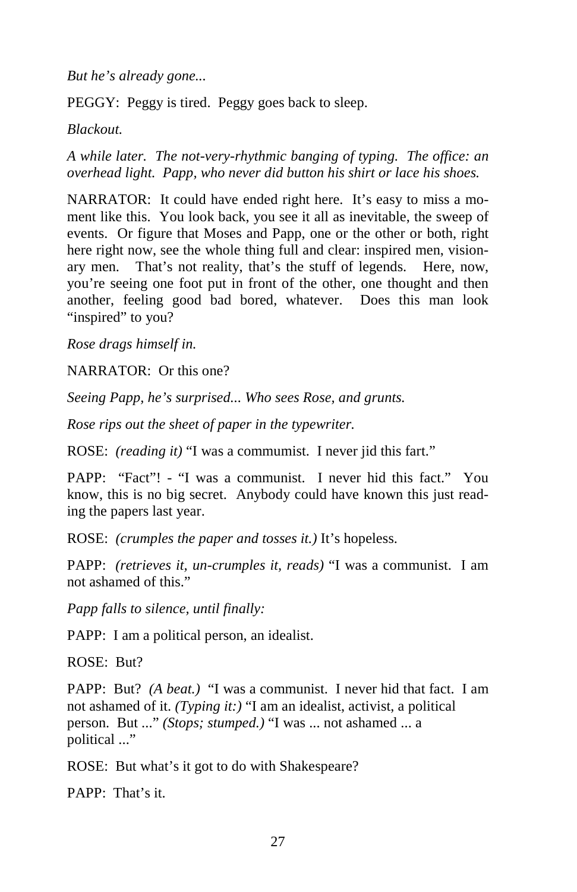*But he's already gone...*

PEGGY: Peggy is tired. Peggy goes back to sleep.

*Blackout.*

*A while later. The not-very-rhythmic banging of typing. The office: an overhead light. Papp, who never did button his shirt or lace his shoes.*

NARRATOR: It could have ended right here. It's easy to miss a moment like this. You look back, you see it all as inevitable, the sweep of events. Or figure that Moses and Papp, one or the other or both, right here right now, see the whole thing full and clear: inspired men, visionary men. That's not reality, that's the stuff of legends. Here, now, you're seeing one foot put in front of the other, one thought and then another, feeling good bad bored, whatever. Does this man look "inspired" to you?

*Rose drags himself in.*

NARRATOR: Or this one?

*Seeing Papp, he's surprised... Who sees Rose, and grunts.*

*Rose rips out the sheet of paper in the typewriter.*

ROSE: *(reading it)* "I was a commumist. I never jid this fart."

PAPP: "Fact"! - "I was a communist. I never hid this fact." You know, this is no big secret. Anybody could have known this just reading the papers last year.

ROSE: *(crumples the paper and tosses it.)* It's hopeless.

PAPP: *(retrieves it, un-crumples it, reads)* "I was a communist. I am not ashamed of this."

*Papp falls to silence, until finally:*

PAPP: I am a political person, an idealist.

ROSE: But?

PAPP: But? *(A beat.)* "I was a communist. I never hid that fact. I am not ashamed of it. *(Typing it:)* "I am an idealist, activist, a political person. But ..." *(Stops; stumped.)* "I was ... not ashamed ... a political ..."

ROSE: But what's it got to do with Shakespeare?

PAPP: That's it.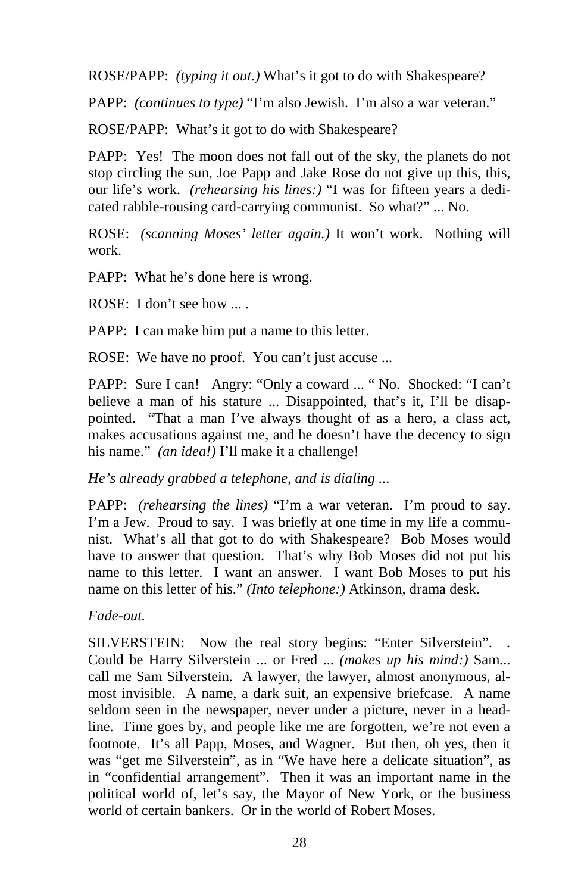ROSE/PAPP: *(typing it out.)* What's it got to do with Shakespeare?

PAPP: *(continues to type)* "I'm also Jewish. I'm also a war veteran."

ROSE/PAPP: What's it got to do with Shakespeare?

PAPP: Yes! The moon does not fall out of the sky, the planets do not stop circling the sun, Joe Papp and Jake Rose do not give up this, this, our life's work. *(rehearsing his lines:)* "I was for fifteen years a dedicated rabble-rousing card-carrying communist. So what?" ... No.

ROSE: *(scanning Moses' letter again.)* It won't work. Nothing will work.

PAPP: What he's done here is wrong.

ROSE: I don't see how ... .

PAPP: I can make him put a name to this letter.

ROSE: We have no proof. You can't just accuse ...

PAPP: Sure I can! Angry: "Only a coward ... " No. Shocked: "I can't believe a man of his stature ... Disappointed, that's it, I'll be disappointed. "That a man I've always thought of as a hero, a class act, makes accusations against me, and he doesn't have the decency to sign his name." *(an idea!)* I'll make it a challenge!

*He's already grabbed a telephone, and is dialing ...*

PAPP: *(rehearsing the lines)* "I'm a war veteran. I'm proud to say. I'm a Jew. Proud to say. I was briefly at one time in my life a communist. What's all that got to do with Shakespeare? Bob Moses would have to answer that question. That's why Bob Moses did not put his name to this letter. I want an answer. I want Bob Moses to put his name on this letter of his." *(Into telephone:)* Atkinson, drama desk.

*Fade-out.*

SILVERSTEIN: Now the real story begins: "Enter Silverstein". . Could be Harry Silverstein ... or Fred ... *(makes up his mind:)* Sam... call me Sam Silverstein. A lawyer, the lawyer, almost anonymous, almost invisible. A name, a dark suit, an expensive briefcase. A name seldom seen in the newspaper, never under a picture, never in a headline. Time goes by, and people like me are forgotten, we're not even a footnote. It's all Papp, Moses, and Wagner. But then, oh yes, then it was "get me Silverstein", as in "We have here a delicate situation", as in "confidential arrangement". Then it was an important name in the political world of, let's say, the Mayor of New York, or the business world of certain bankers. Or in the world of Robert Moses.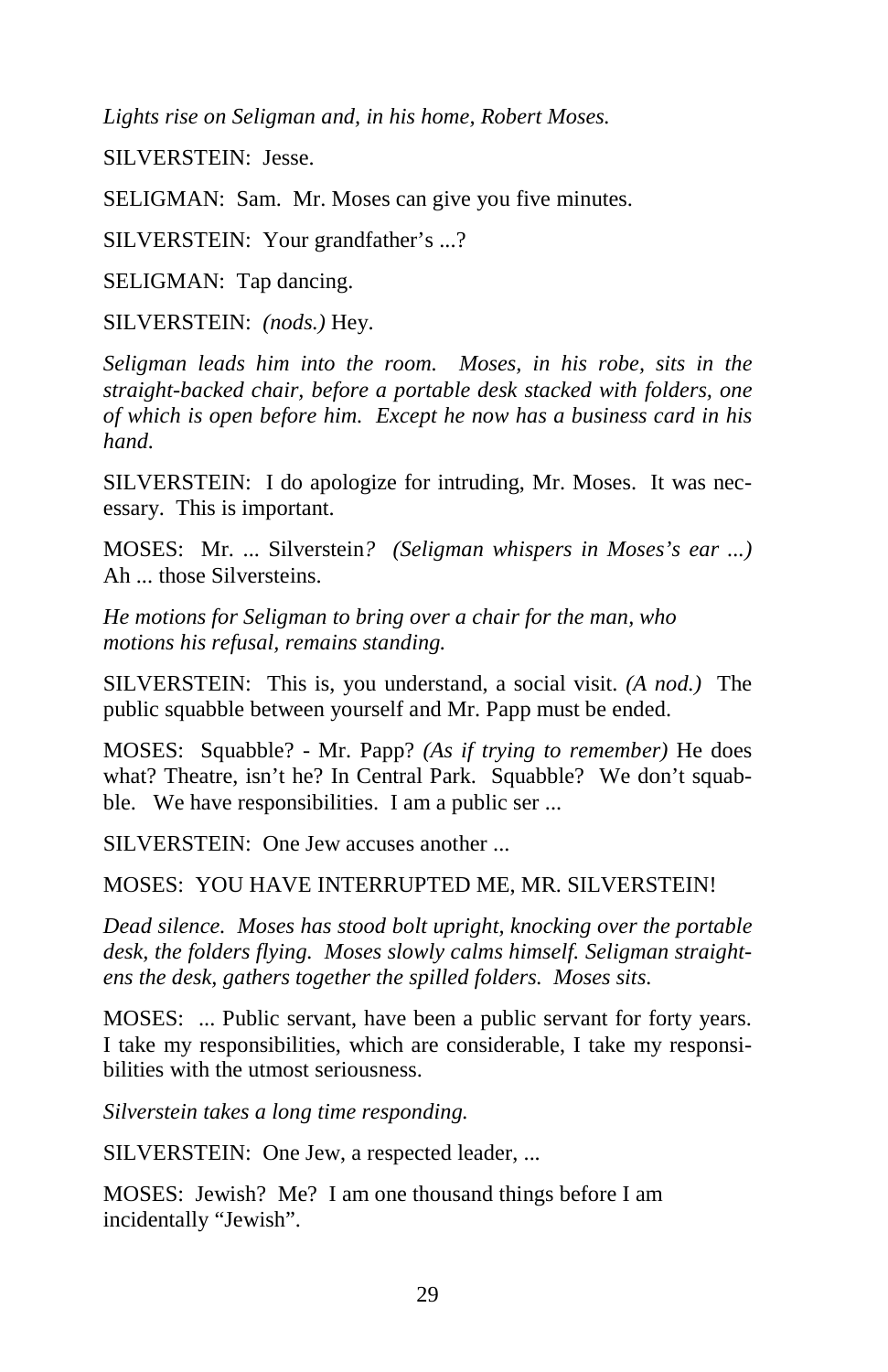*Lights rise on Seligman and, in his home, Robert Moses.*

SILVERSTEIN: Jesse.

SELIGMAN: Sam. Mr. Moses can give you five minutes.

SILVERSTEIN: Your grandfather's ...?

SELIGMAN: Tap dancing.

SILVERSTEIN: *(nods.)* Hey.

*Seligman leads him into the room. Moses, in his robe, sits in the straight-backed chair, before a portable desk stacked with folders, one of which is open before him. Except he now has a business card in his hand.*

SILVERSTEIN: I do apologize for intruding, Mr. Moses. It was necessary. This is important.

MOSES: Mr. ... Silverstein*? (Seligman whispers in Moses's ear ...)* Ah ... those Silversteins.

*He motions for Seligman to bring over a chair for the man, who motions his refusal, remains standing.*

SILVERSTEIN: This is, you understand, a social visit. *(A nod.)* The public squabble between yourself and Mr. Papp must be ended.

MOSES: Squabble? - Mr. Papp? *(As if trying to remember)* He does what? Theatre, isn't he? In Central Park. Squabble? We don't squabble. We have responsibilities. I am a public ser ...

SILVERSTEIN: One Jew accuses another ...

MOSES: YOU HAVE INTERRUPTED ME, MR. SILVERSTEIN!

*Dead silence. Moses has stood bolt upright, knocking over the portable desk, the folders flying. Moses slowly calms himself. Seligman straightens the desk, gathers together the spilled folders. Moses sits.*

MOSES: ... Public servant, have been a public servant for forty years. I take my responsibilities, which are considerable, I take my responsibilities with the utmost seriousness.

*Silverstein takes a long time responding.*

SILVERSTEIN: One Jew, a respected leader, ...

MOSES: Jewish? Me? I am one thousand things before I am incidentally "Jewish".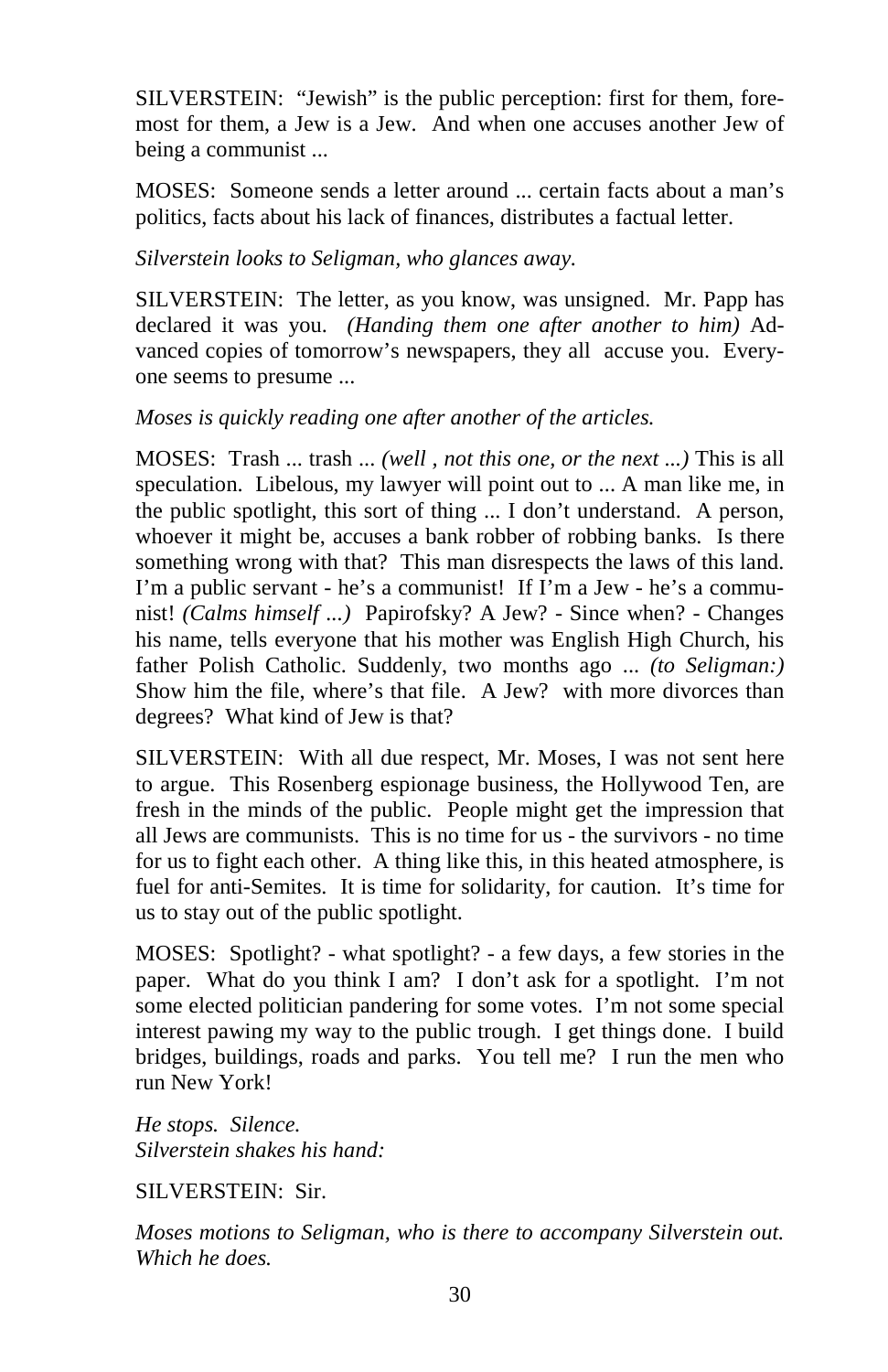SILVERSTEIN: "Jewish" is the public perception: first for them, foremost for them, a Jew is a Jew. And when one accuses another Jew of being a communist ...

MOSES: Someone sends a letter around ... certain facts about a man's politics, facts about his lack of finances, distributes a factual letter.

*Silverstein looks to Seligman, who glances away.*

SILVERSTEIN: The letter, as you know, was unsigned. Mr. Papp has declared it was you. *(Handing them one after another to him)* Advanced copies of tomorrow's newspapers, they all accuse you. Everyone seems to presume ...

*Moses is quickly reading one after another of the articles.*

MOSES: Trash ... trash ... *(well , not this one, or the next ...)* This is all speculation. Libelous, my lawyer will point out to ... A man like me, in the public spotlight, this sort of thing ... I don't understand. A person, whoever it might be, accuses a bank robber of robbing banks. Is there something wrong with that? This man disrespects the laws of this land. I'm a public servant - he's a communist! If I'm a Jew - he's a communist! *(Calms himself ...)* Papirofsky? A Jew? - Since when? - Changes his name, tells everyone that his mother was English High Church, his father Polish Catholic. Suddenly, two months ago ... *(to Seligman:)* Show him the file, where's that file. A Jew? with more divorces than degrees? What kind of Jew is that?

SILVERSTEIN: With all due respect, Mr. Moses, I was not sent here to argue. This Rosenberg espionage business, the Hollywood Ten, are fresh in the minds of the public. People might get the impression that all Jews are communists. This is no time for us - the survivors - no time for us to fight each other. A thing like this, in this heated atmosphere, is fuel for anti-Semites. It is time for solidarity, for caution. It's time for us to stay out of the public spotlight.

MOSES: Spotlight? - what spotlight? - a few days, a few stories in the paper. What do you think I am? I don't ask for a spotlight. I'm not some elected politician pandering for some votes. I'm not some special interest pawing my way to the public trough. I get things done. I build bridges, buildings, roads and parks. You tell me? I run the men who run New York!

*He stops. Silence.*
*Silverstein shakes his hand:*

SILVERSTEIN: Sir.

*Moses motions to Seligman, who is there to accompany Silverstein out. Which he does.*